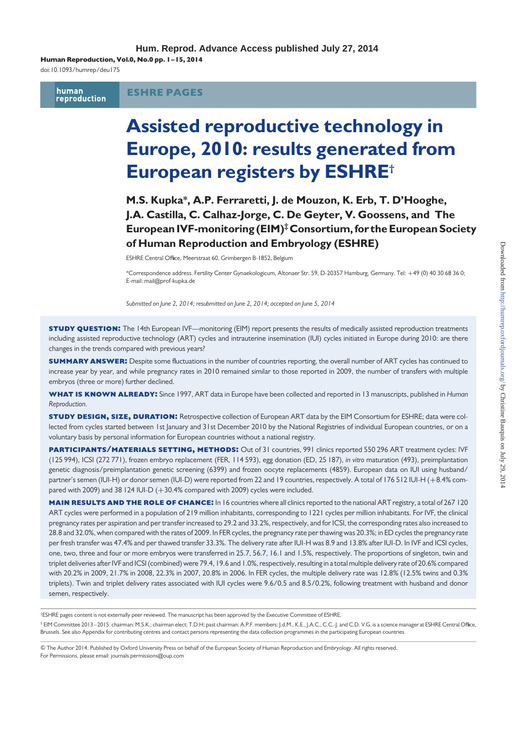# Assisted reproductive technology in Europe, 2010: results generated from European registers by ESHRE[†]

**M.S. Kupka*, A.P. Ferraretti, J. de Mouzon, K. Erb, T. D'Hooghe, J.A. Castilla, C. Calhaz-Jorge, C. De Geyter, V. Goossens, and The European IVF-monitoring (EIM)[‡] Consortium, for the European Society of Human Reproduction and Embryology (ESHRE)**

ESHRE Central Office, Meerstraat 60, Grimbergen B-1852, Belgium

*Correspondence address. Fertility Center Gynaekologicum, Altonaer Str. 59, D-20357 Hamburg, Germany. Tel: +49 (0) 40 30 68 36 0; E-mail: mail@prof-kupka.de

*Submitted on June 2, 2014; resubmitted on June 2, 2014; accepted on June 5, 2014*

**STUDY QUESTION:** The 14th European IVF—monitoring (EIM) report presents the results of medically assisted reproduction treatments including assisted reproductive technology (ART) cycles and intrauterine insemination (IUI) cycles initiated in Europe during 2010: are there changes in the trends compared with previous years?

**SUMMARY ANSWER:** Despite some fluctuations in the number of countries reporting, the overall number of ART cycles has continued to increase year by year, and while pregnancy rates in 2010 remained similar to those reported in 2009, the number of transfers with multiple embryos (three or more) further declined.

**WHAT IS KNOWN ALREADY:** Since 1997, ART data in Europe have been collected and reported in 13 manuscripts, published in *Human Reproduction*.

**STUDY DESIGN, SIZE, DURATION:** Retrospective collection of European ART data by the EIM Consortium for ESHRE; data were collected from cycles started between 1st January and 31st December 2010 by the National Registries of individual European countries, or on a voluntary basis by personal information for European countries without a national registry.

**PARTICIPANTS/MATERIALS SETTING, METHODS:** Out of 31 countries, 991 clinics reported 550 296 ART treatment cycles: IVF (125 994), ICSI (272 771), frozen embryo replacement (FER, 114 593), egg donation (ED, 25 187), *in vitro* maturation (493), preimplantation genetic diagnosis/preimplantation genetic screening (6399) and frozen oocyte replacements (4859). European data on IUI using husband/partner's semen (IUI-H) or donor semen (IUI-D) were reported from 22 and 19 countries, respectively. A total of 176 512 IUI-H (+8.4% compared with 2009) and 38 124 IUI-D (+30.4% compared with 2009) cycles were included.

**MAIN RESULTS AND THE ROLE OF CHANCE:** In 16 countries where all clinics reported to the national ART registry, a total of 267 120 ART cycles were performed in a population of 219 million inhabitants, corresponding to 1221 cycles per million inhabitants. For IVF, the clinical pregnancy rates per aspiration and per transfer increased to 29.2 and 33.2%, respectively, and for ICSI, the corresponding rates also increased to 28.8 and 32.0%, when compared with the rates of 2009. In FER cycles, the pregnancy rate per thawing was 20.3%; in ED cycles the pregnancy rate per fresh transfer was 47.4% and per thawed transfer 33.3%. The delivery rate after IUI-H was 8.9 and 13.8% after IUI-D. In IVF and ICSI cycles, one, two, three and four or more embryos were transferred in 25.7, 56.7, 16.1 and 1.5%, respectively. The proportions of singleton, twin and triplet deliveries after IVF and ICSI (combined) were 79.4, 19.6 and 1.0%, respectively, resulting in a total multiple delivery rate of 20.6% compared with 20.2% in 2009, 21.7% in 2008, 22.3% in 2007, 20.8% in 2006. In FER cycles, the multiple delivery rate was 12.8% (12.5% twins and 0.3% triplets). Twin and triplet delivery rates associated with IUI cycles were 9.6/0.5 and 8.5/0.2%, following treatment with husband and donor semen, respectively.

---

[†]ESHRE pages content is not externally peer reviewed. The manuscript has been approved by the Executive Committee of ESHRE.

[‡] EIM Committee 2013–2015: chairman: M.S.K.; chairman elect: T.D.H; past chairman: A.P.F. members: J.d.M., K.E., J.A.C., C.C.-J. and C.D. V.G. is a science manager at ESHRE Central Office, Brussels. See also Appendix for contributing centres and contact persons representing the data collection programmes in the participating European countries.

© The Author 2014. Published by Oxford University Press on behalf of the European Society of Human Reproduction and Embryology. All rights reserved. For Permissions, please email: journals.permissions@oup.com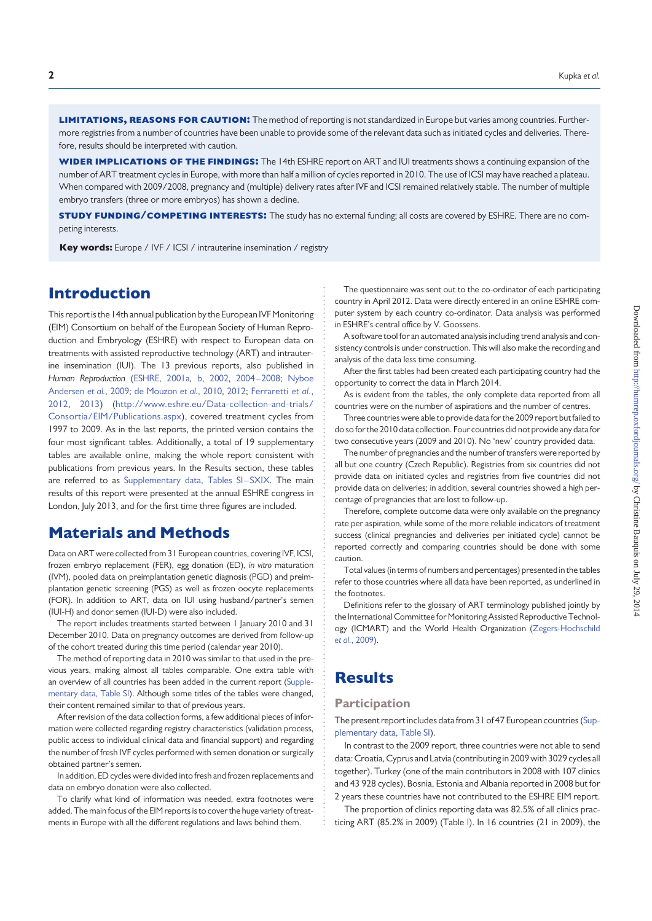**LIMITATIONS, REASONS FOR CAUTION:** The method of reporting is not standardized in Europe but varies among countries. Furthermore registries from a number of countries have been unable to provide some of the relevant data such as initiated cycles and deliveries. Therefore, results should be interpreted with caution.

**WIDER IMPLICATIONS OF THE FINDINGS:** The 14th ESHRE report on ART and IUI treatments shows a continuing expansion of the number of ART treatment cycles in Europe, with more than half a million of cycles reported in 2010. The use of ICSI may have reached a plateau. When compared with 2009/2008, pregnancy and (multiple) delivery rates after IVF and ICSI remained relatively stable. The number of multiple embryo transfers (three or more embryos) has shown a decline.

**STUDY FUNDING/COMPETING INTERESTS:** The study has no external funding; all costs are covered by ESHRE. There are no competing interests.

**Key words:** Europe / IVF / ICSI / intrauterine insemination / registry

# Introduction

This report is the 14th annual publication by the European IVF Monitoring (EIM) Consortium on behalf of the European Society of Human Reproduction and Embryology (ESHRE) with respect to European data on treatments with assisted reproductive technology (ART) and intrauterine insemination (IUI). The 13 previous reports, also published in *Human Reproduction* (ESHRE, 2001a, b, 2002, 2004–2008; Nyboe Andersen *et al.*, 2009; de Mouzon *et al.*, 2010, 2012; Ferraretti *et al.*, 2012, 2013) (http://www.eshre.eu/Data-collection-and-trials/Consortia/EIM/Publications.aspx), covered treatment cycles from 1997 to 2009. As in the last reports, the printed version contains the four most significant tables. Additionally, a total of 19 supplementary tables are available online, making the whole report consistent with publications from previous years. In the Results section, these tables are referred to as Supplementary data, Tables SI–SXIX. The main results of this report were presented at the annual ESHRE congress in London, July 2013, and for the first time three figures are included.

# Materials and Methods

Data on ART were collected from 31 European countries, covering IVF, ICSI, frozen embryo replacement (FER), egg donation (ED), *in vitro* maturation (IVM), pooled data on preimplantation genetic diagnosis (PGD) and preimplantation genetic screening (PGS) as well as frozen oocyte replacements (FOR). In addition to ART, data on IUI using husband/partner's semen (IUI-H) and donor semen (IUI-D) were also included.

The report includes treatments started between 1 January 2010 and 31 December 2010. Data on pregnancy outcomes are derived from follow-up of the cohort treated during this time period (calendar year 2010).

The method of reporting data in 2010 was similar to that used in the previous years, making almost all tables comparable. One extra table with an overview of all countries has been added in the current report (Supplementary data, Table SI). Although some titles of the tables were changed, their content remained similar to that of previous years.

After revision of the data collection forms, a few additional pieces of information were collected regarding registry characteristics (validation process, public access to individual clinical data and financial support) and regarding the number of fresh IVF cycles performed with semen donation or surgically obtained partner's semen.

In addition, ED cycles were divided into fresh and frozen replacements and data on embryo donation were also collected.

To clarify what kind of information was needed, extra footnotes were added. The main focus of the EIM reports is to cover the huge variety of treatments in Europe with all the different regulations and laws behind them.

The questionnaire was sent out to the co-ordinator of each participating country in April 2012. Data were directly entered in an online ESHRE computer system by each country co-ordinator. Data analysis was performed in ESHRE's central office by V. Goossens.

A software tool for an automated analysis including trend analysis and consistency controls is under construction. This will also make the recording and analysis of the data less time consuming.

After the first tables had been created each participating country had the opportunity to correct the data in March 2014.

As is evident from the tables, the only complete data reported from all countries were on the number of aspirations and the number of centres.

Three countries were able to provide data for the 2009 report but failed to do so for the 2010 data collection. Four countries did not provide any data for two consecutive years (2009 and 2010). No 'new' country provided data.

The number of pregnancies and the number of transfers were reported by all but one country (Czech Republic). Registries from six countries did not provide data on initiated cycles and registries from five countries did not provide data on deliveries; in addition, several countries showed a high percentage of pregnancies that are lost to follow-up.

Therefore, complete outcome data were only available on the pregnancy rate per aspiration, while some of the more reliable indicators of treatment success (clinical pregnancies and deliveries per initiated cycle) cannot be reported correctly and comparing countries should be done with some caution.

Total values (in terms of numbers and percentages) presented in the tables refer to those countries where all data have been reported, as underlined in the footnotes.

Definitions refer to the glossary of ART terminology published jointly by the International Committee for Monitoring Assisted Reproductive Technology (ICMART) and the World Health Organization (Zegers-Hochschild *et al.*, 2009).

# Results

## Participation

The present report includes data from 31 of 47 European countries (Supplementary data, Table SI).

In contrast to the 2009 report, three countries were not able to send data: Croatia, Cyprus and Latvia (contributing in 2009 with 3029 cycles all together). Turkey (one of the main contributors in 2008 with 107 clinics and 43 928 cycles), Bosnia, Estonia and Albania reported in 2008 but for 2 years these countries have not contributed to the ESHRE EIM report.

The proportion of clinics reporting data was 82.5% of all clinics practicing ART (85.2% in 2009) (Table I). In 16 countries (21 in 2009), the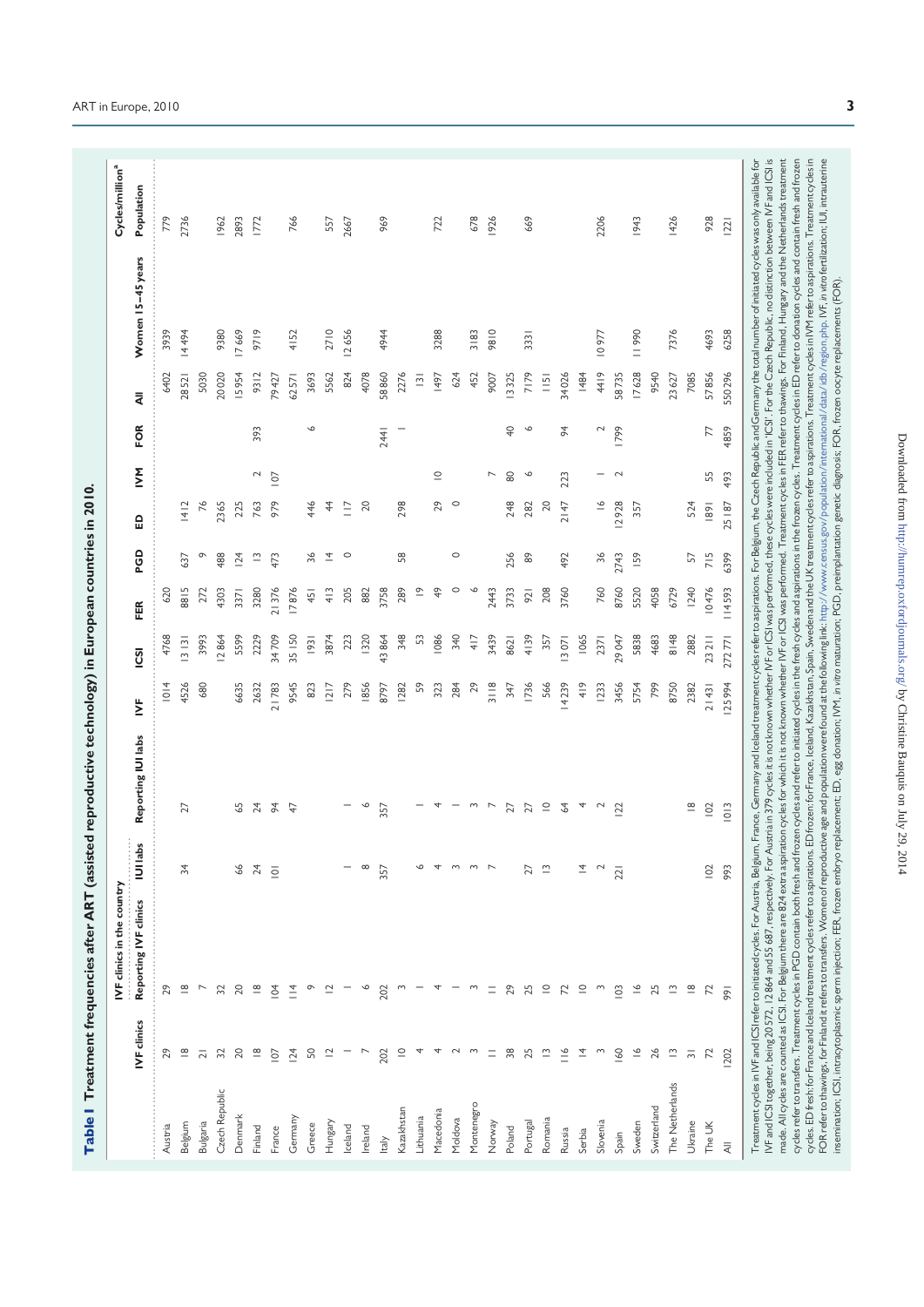**Table I** Treatment frequencies after ART (assisted reproductive technology) in European countries in 2010.

| | IVF clinics in the country | | | | | | | | | | | | | Cycles/million[a] |
|---|---|---|---|---|---|---|---|---|---|---|---|---|---|---|
| | IVF clinics | Reporting IVF clinics | IUI labs | Reporting IUI labs | IVF | ICSI | FER | PGD | ED | IVM | FOR | All | Women 15–45 years | Population |
| Austria | 29 | 29 | | | 1014 | 4768 | 620 | | | | | 6402 | 3939 | 779 |
| Belgium | 18 | 18 | 34 | 27 | 4526 | 13 131 | 8815 | 637 | 1412 | | | 28 521 | 14 494 | 2736 |
| Bulgaria | 21 | 7 | | | 680 | 3993 | 272 | 9 | 76 | | | 5030 | | |
| Czech Republic | 32 | 32 | | | | 12 864 | 4303 | 488 | 2365 | | | 20 020 | 9380 | 1962 |
| Denmark | 20 | 20 | 66 | 65 | 6635 | 5599 | 3371 | 124 | 225 | | | 15 954 | 17 669 | 2893 |
| Finland | 18 | 18 | 24 | 24 | 2632 | 2229 | 3280 | 13 | 763 | 2 | 393 | 9312 | 9719 | 1772 |
| France | 107 | 104 | 101 | 94 | 21 783 | 34 709 | 21 376 | 473 | 979 | 107 | | 79 427 | | |
| Germany | 124 | 114 | | 47 | 9545 | 35 150 | 17 876 | | | | | 62 571 | 4152 | 766 |
| Greece | 50 | 9 | | | 823 | 1931 | 451 | 36 | 446 | | 6 | 3693 | | |
| Hungary | 12 | 12 | | | 1217 | 3874 | 413 | 14 | 44 | | | 5562 | 2710 | 557 |
| Iceland | 1 | 1 | 1 | 1 | 279 | 223 | 205 | 0 | 117 | | | 824 | 12 656 | 2667 |
| Ireland | 7 | 6 | 8 | 6 | 1856 | 1320 | 882 | | 20 | | | 4078 | | |
| Italy | 202 | 202 | 357 | 357 | 8797 | 43 864 | 3758 | | | | 2441 | 58 860 | 4944 | 969 |
| Kazakhstan | 10 | 3 | | | 1282 | 348 | 289 | 58 | 298 | | 1 | 2276 | | |
| Lithuania | 4 | 1 | 6 | 1 | 59 | 53 | 19 | | | | | 131 | | |
| Macedonia | 4 | 4 | 4 | 4 | 323 | 1086 | 49 | | 29 | 10 | | 1497 | 3288 | 722 |
| Moldova | 2 | 1 | 3 | 1 | 284 | 340 | 0 | 0 | 0 | | | 624 | | |
| Montenegro | 3 | 3 | 3 | 3 | 29 | 417 | 6 | | | | | 452 | 3183 | 678 |
| Norway | 11 | 11 | 7 | 7 | 3118 | 3439 | 2443 | | | 7 | | 9007 | 9810 | 1926 |
| Poland | 38 | 29 | | | 347 | 8621 | 3733 | 256 | 248 | 80 | 40 | 13 325 | | |
| Portugal | 25 | 25 | 27 | 27 | 1736 | 4139 | 921 | 89 | 282 | 6 | 6 | 7179 | 3331 | 669 |
| Romania | 13 | 10 | 13 | 10 | 566 | 357 | 208 | | 20 | | | 1151 | | |
| Russia | 116 | 72 | | 64 | 14 239 | 13 071 | 3760 | 492 | 2147 | 223 | 94 | 34 026 | | |
| Serbia | 14 | 10 | 14 | 4 | 419 | 1065 | | | | | | 1484 | | |
| Slovenia | 3 | 3 | 2 | 2 | 1233 | 2371 | 760 | 36 | 16 | 1 | 2 | 4419 | 10 977 | 2206 |
| Spain | 160 | 103 | 221 | 122 | 3456 | 29 047 | 8760 | 2743 | 12 928 | 2 | 1799 | 58 735 | | |
| Sweden | 16 | 16 | | | 5754 | 5838 | 5520 | 159 | 357 | | | 17 628 | 11 990 | 1943 |
| Switzerland | 26 | 25 | | | 799 | 4683 | 4058 | | | | | 9540 | | |
| The Netherlands | 13 | 13 | | | 8750 | 8148 | 6729 | | | | | 23 627 | 7376 | 1426 |
| Ukraine | 31 | 18 | | 18 | 2382 | 2882 | 1240 | 57 | 524 | | | 7085 | | |
| The UK | 72 | 72 | 102 | 102 | 21 431 | 23 211 | 10 476 | 715 | 1891 | 55 | 77 | 57 856 | 4693 | 928 |
| All | 1202 | 991 | 993 | 1013 | 125 994 | 272 771 | 114 593 | 6399 | 25 187 | 493 | 4859 | 550 296 | 6258 | 1221 |

Treatment cycles in IVF and ICSI refer to initiated cycles. For Austria, Belgium, France, Germany and Iceland treatment cycles refer to aspirations. For Belgium, the Czech Republic and Germany the total number of initiated cycles was only available for IVF and ICSI together, being 20 572, 12 864 and 55 687, respectively. For Austria in 379 cycles it is not known whether IVF or ICSI was performed, these cycles were included in 'ICSI'. For the Czech Republic, no distinction between IVF and ICSI is made. All cycles are counted as ICSI. For Belgium there are 824 extra aspiration cycles for which it is not known whether IVF or ICSI was performed. Treatment cycles in FER refer to thawings. For Finland, Hungary and the Netherlands treatment cycles refer to transfers. Treatment cycles in PGD contain both fresh and frozen cycles and refer to initiated cycles in the fresh cycles and aspirations in the frozen cycles. Treatment cycles in ED refer to donation cycles and contain fresh and frozen cycles. ED fresh: for France and Iceland treatment cycles refer to aspirations. ED frozen: for France, Iceland, Kazakhstan, Spain, Sweden and the UK treatment cycles refer to aspirations. Treatment cycles in IVM refer to aspirations. Treatment cycles in FOR refer to thawings, for Finland it refers to transfers. Women of reproductive age and population were found at the following link: http://www.census.gov/population/international/data/idb/region.php. IVF, *in vitro* fertilization; IUI, intrauterine insemination; ICSI, intracytoplasmic sperm injection; FER, frozen embryo replacement; ED, egg donation; IVM, *in vitro* maturation; PGD, preimplantation genetic diagnosis; FOR, frozen oocyte replacements (FOR).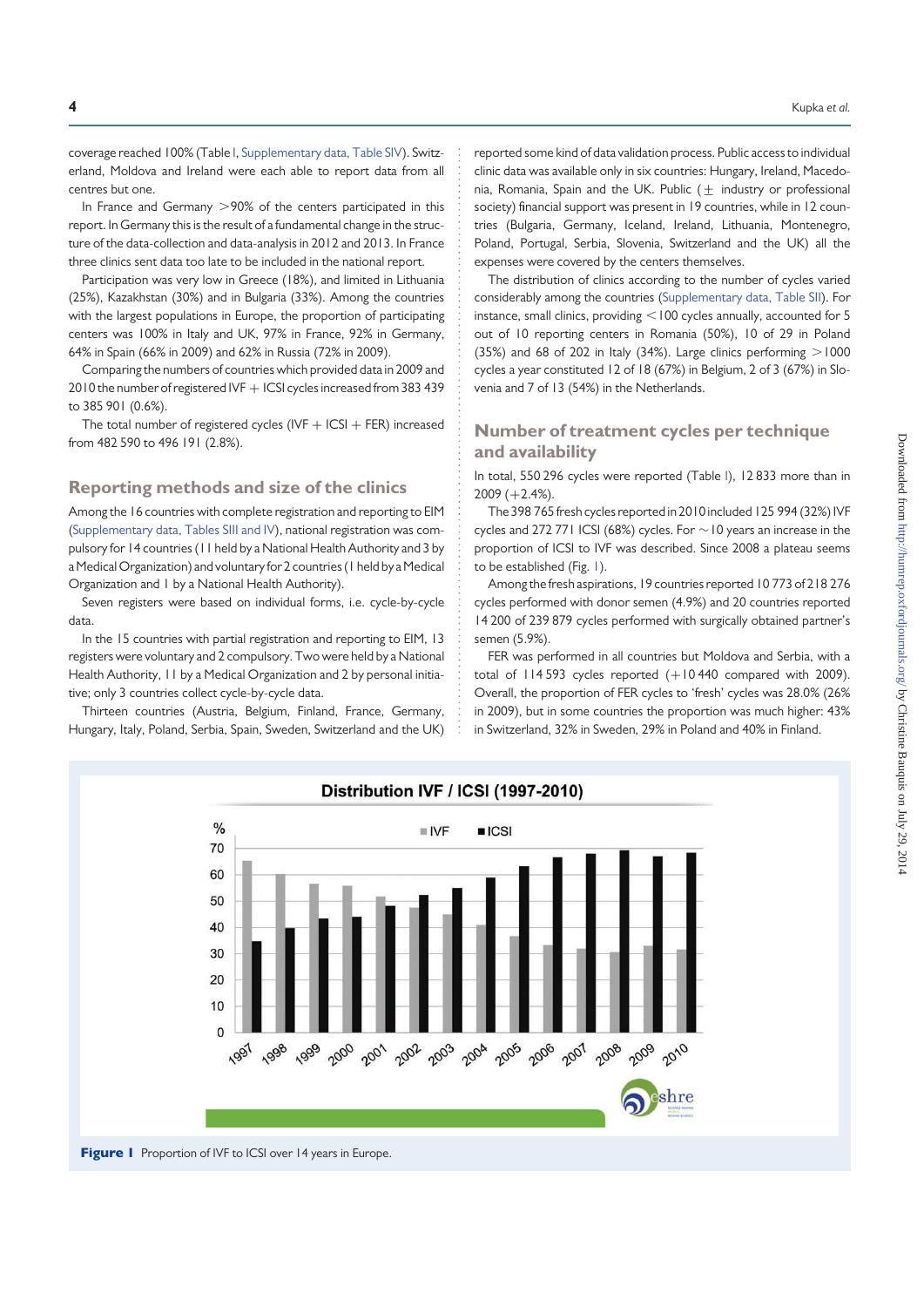coverage reached 100% (Table I, Supplementary data, Table SIV). Switzerland, Moldova and Ireland were each able to report data from all centres but one.

In France and Germany >90% of the centers participated in this report. In Germany this is the result of a fundamental change in the structure of the data-collection and data-analysis in 2012 and 2013. In France three clinics sent data too late to be included in the national report.

Participation was very low in Greece (18%), and limited in Lithuania (25%), Kazakhstan (30%) and in Bulgaria (33%). Among the countries with the largest populations in Europe, the proportion of participating centers was 100% in Italy and UK, 97% in France, 92% in Germany, 64% in Spain (66% in 2009) and 62% in Russia (72% in 2009).

Comparing the numbers of countries which provided data in 2009 and 2010 the number of registered IVF + ICSI cycles increased from 383 439 to 385 901 (0.6%).

The total number of registered cycles (IVF + ICSI + FER) increased from 482 590 to 496 191 (2.8%).

## Reporting methods and size of the clinics

Among the 16 countries with complete registration and reporting to EIM (Supplementary data, Tables SIII and IV), national registration was compulsory for 14 countries (11 held by a National Health Authority and 3 by a Medical Organization) and voluntary for 2 countries (1 held by a Medical Organization and 1 by a National Health Authority).

Seven registers were based on individual forms, i.e. cycle-by-cycle data.

In the 15 countries with partial registration and reporting to EIM, 13 registers were voluntary and 2 compulsory. Two were held by a National Health Authority, 11 by a Medical Organization and 2 by personal initiative; only 3 countries collect cycle-by-cycle data.

Thirteen countries (Austria, Belgium, Finland, France, Germany, Hungary, Italy, Poland, Serbia, Spain, Sweden, Switzerland and the UK) reported some kind of data validation process. Public access to individual clinic data was available only in six countries: Hungary, Ireland, Macedonia, Romania, Spain and the UK. Public (± industry or professional society) financial support was present in 19 countries, while in 12 countries (Bulgaria, Germany, Iceland, Ireland, Lithuania, Montenegro, Poland, Portugal, Serbia, Slovenia, Switzerland and the UK) all the expenses were covered by the centers themselves.

The distribution of clinics according to the number of cycles varied considerably among the countries (Supplementary data, Table SII). For instance, small clinics, providing <100 cycles annually, accounted for 5 out of 10 reporting centers in Romania (50%), 10 of 29 in Poland (35%) and 68 of 202 in Italy (34%). Large clinics performing >1000 cycles a year constituted 12 of 18 (67%) in Belgium, 2 of 3 (67%) in Slovenia and 7 of 13 (54%) in the Netherlands.

## Number of treatment cycles per technique and availability

In total, 550 296 cycles were reported (Table I), 12 833 more than in 2009 (+2.4%).

The 398 765 fresh cycles reported in 2010 included 125 994 (32%) IVF cycles and 272 771 ICSI (68%) cycles. For ~10 years an increase in the proportion of ICSI to IVF was described. Since 2008 a plateau seems to be established (Fig. 1).

Among the fresh aspirations, 19 countries reported 10 773 of 218 276 cycles performed with donor semen (4.9%) and 20 countries reported 14 200 of 239 879 cycles performed with surgically obtained partner's semen (5.9%).

FER was performed in all countries but Moldova and Serbia, with a total of 114 593 cycles reported (+10 440 compared with 2009). Overall, the proportion of FER cycles to 'fresh' cycles was 28.0% (26% in 2009), but in some countries the proportion was much higher: 43% in Switzerland, 32% in Sweden, 29% in Poland and 40% in Finland.

**Figure 1** Proportion of IVF to ICSI over 14 years in Europe.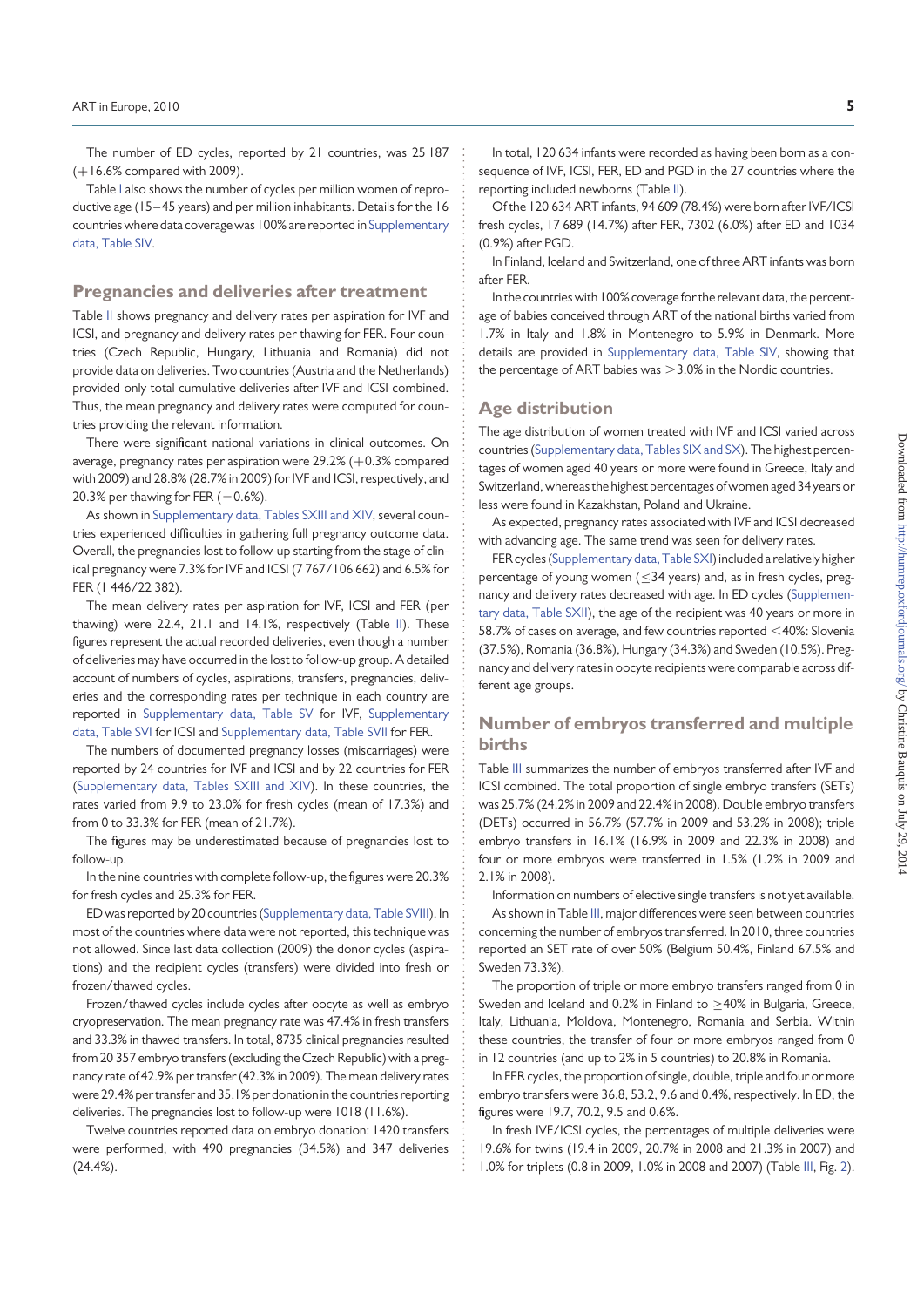The number of ED cycles, reported by 21 countries, was 25 187 (+16.6% compared with 2009).

Table I also shows the number of cycles per million women of reproductive age (15–45 years) and per million inhabitants. Details for the 16 countries where data coverage was 100% are reported in Supplementary data, Table SIV.

## Pregnancies and deliveries after treatment

Table II shows pregnancy and delivery rates per aspiration for IVF and ICSI, and pregnancy and delivery rates per thawing for FER. Four countries (Czech Republic, Hungary, Lithuania and Romania) did not provide data on deliveries. Two countries (Austria and the Netherlands) provided only total cumulative deliveries after IVF and ICSI combined. Thus, the mean pregnancy and delivery rates were computed for countries providing the relevant information.

There were significant national variations in clinical outcomes. On average, pregnancy rates per aspiration were 29.2% (+0.3% compared with 2009) and 28.8% (28.7% in 2009) for IVF and ICSI, respectively, and 20.3% per thawing for FER (−0.6%).

As shown in Supplementary data, Tables SXIII and XIV, several countries experienced difficulties in gathering full pregnancy outcome data. Overall, the pregnancies lost to follow-up starting from the stage of clinical pregnancy were 7.3% for IVF and ICSI (7 767/106 662) and 6.5% for FER (1 446/22 382).

The mean delivery rates per aspiration for IVF, ICSI and FER (per thawing) were 22.4, 21.1 and 14.1%, respectively (Table II). These figures represent the actual recorded deliveries, even though a number of deliveries may have occurred in the lost to follow-up group. A detailed account of numbers of cycles, aspirations, transfers, pregnancies, deliveries and the corresponding rates per technique in each country are reported in Supplementary data, Table SV for IVF, Supplementary data, Table SVI for ICSI and Supplementary data, Table SVII for FER.

The numbers of documented pregnancy losses (miscarriages) were reported by 24 countries for IVF and ICSI and by 22 countries for FER (Supplementary data, Tables SXIII and XIV). In these countries, the rates varied from 9.9 to 23.0% for fresh cycles (mean of 17.3%) and from 0 to 33.3% for FER (mean of 21.7%).

The figures may be underestimated because of pregnancies lost to follow-up.

In the nine countries with complete follow-up, the figures were 20.3% for fresh cycles and 25.3% for FER.

ED was reported by 20 countries (Supplementary data, Table SVIII). In most of the countries where data were not reported, this technique was not allowed. Since last data collection (2009) the donor cycles (aspirations) and the recipient cycles (transfers) were divided into fresh or frozen/thawed cycles.

Frozen/thawed cycles include cycles after oocyte as well as embryo cryopreservation. The mean pregnancy rate was 47.4% in fresh transfers and 33.3% in thawed transfers. In total, 8735 clinical pregnancies resulted from 20 357 embryo transfers (excluding the Czech Republic) with a pregnancy rate of 42.9% per transfer (42.3% in 2009). The mean delivery rates were 29.4% per transfer and 35.1% per donation in the countries reporting deliveries. The pregnancies lost to follow-up were 1018 (11.6%).

Twelve countries reported data on embryo donation: 1420 transfers were performed, with 490 pregnancies (34.5%) and 347 deliveries (24.4%).

In total, 120 634 infants were recorded as having been born as a consequence of IVF, ICSI, FER, ED and PGD in the 27 countries where the reporting included newborns (Table II).

Of the 120 634 ART infants, 94 609 (78.4%) were born after IVF/ICSI fresh cycles, 17 689 (14.7%) after FER, 7302 (6.0%) after ED and 1034 (0.9%) after PGD.

In Finland, Iceland and Switzerland, one of three ART infants was born after FER.

In the countries with 100% coverage for the relevant data, the percentage of babies conceived through ART of the national births varied from 1.7% in Italy and 1.8% in Montenegro to 5.9% in Denmark. More details are provided in Supplementary data, Table SIV, showing that the percentage of ART babies was >3.0% in the Nordic countries.

## Age distribution

The age distribution of women treated with IVF and ICSI varied across countries (Supplementary data, Tables SIX and SX). The highest percentages of women aged 40 years or more were found in Greece, Italy and Switzerland, whereas the highest percentages of women aged 34 years or less were found in Kazakhstan, Poland and Ukraine.

As expected, pregnancy rates associated with IVF and ICSI decreased with advancing age. The same trend was seen for delivery rates.

FER cycles (Supplementary data, Table SXI) included a relatively higher percentage of young women (≤34 years) and, as in fresh cycles, pregnancy and delivery rates decreased with age. In ED cycles (Supplementary data, Table SXII), the age of the recipient was 40 years or more in 58.7% of cases on average, and few countries reported <40%: Slovenia (37.5%), Romania (36.8%), Hungary (34.3%) and Sweden (10.5%). Pregnancy and delivery rates in oocyte recipients were comparable across different age groups.

## Number of embryos transferred and multiple births

Table III summarizes the number of embryos transferred after IVF and ICSI combined. The total proportion of single embryo transfers (SETs) was 25.7% (24.2% in 2009 and 22.4% in 2008). Double embryo transfers (DETs) occurred in 56.7% (57.7% in 2009 and 53.2% in 2008); triple embryo transfers in 16.1% (16.9% in 2009 and 22.3% in 2008) and four or more embryos were transferred in 1.5% (1.2% in 2009 and 2.1% in 2008).

Information on numbers of elective single transfers is not yet available.

As shown in Table III, major differences were seen between countries concerning the number of embryos transferred. In 2010, three countries reported an SET rate of over 50% (Belgium 50.4%, Finland 67.5% and Sweden 73.3%).

The proportion of triple or more embryo transfers ranged from 0 in Sweden and Iceland and 0.2% in Finland to ≥40% in Bulgaria, Greece, Italy, Lithuania, Moldova, Montenegro, Romania and Serbia. Within these countries, the transfer of four or more embryos ranged from 0 in 12 countries (and up to 2% in 5 countries) to 20.8% in Romania.

In FER cycles, the proportion of single, double, triple and four or more embryo transfers were 36.8, 53.2, 9.6 and 0.4%, respectively. In ED, the figures were 19.7, 70.2, 9.5 and 0.6%.

In fresh IVF/ICSI cycles, the percentages of multiple deliveries were 19.6% for twins (19.4 in 2009, 20.7% in 2008 and 21.3% in 2007) and 1.0% for triplets (0.8 in 2009, 1.0% in 2008 and 2007) (Table III, Fig. 2).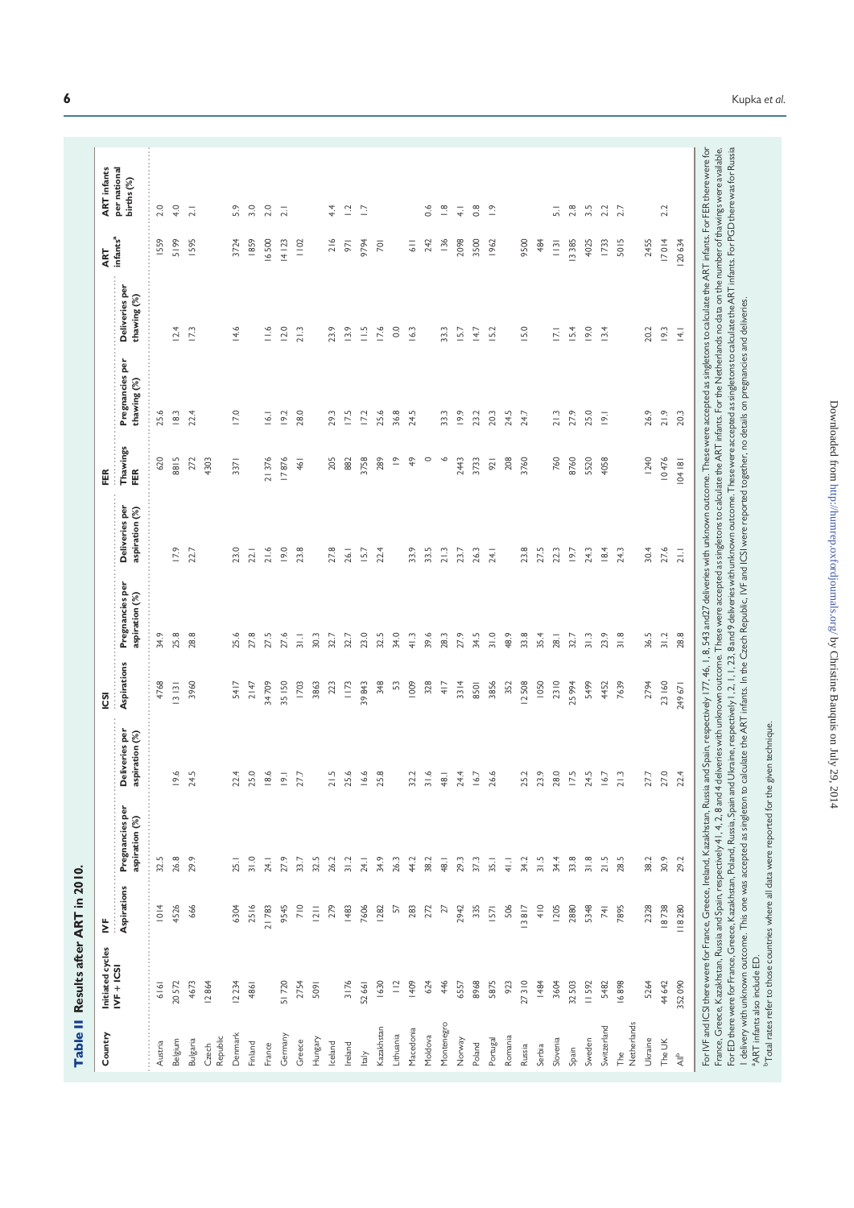**Table II** Results after ART in 2010.

| Country | Initiated cycles IVF + ICSI | IVF | | | ICSI | | | FER | | | ART infants[a] | ART infants per national births (%) |
|---|---|---|---|---|---|---|---|---|---|---|---|---|
| | | Aspirations | Pregnancies per aspiration (%) | Deliveries per aspiration (%) | Aspirations | Pregnancies per aspiration (%) | Deliveries per aspiration (%) | Thawings FER | Pregnancies per thawing (%) | Deliveries per thawing (%) | | |
| Austria | 6161 | 1014 | 32.5 | | 4768 | 34.9 | | 620 | 25.6 | | 1559 | 2.0 |
| Belgium | 20 572 | 4526 | 26.8 | 19.6 | 13 131 | 25.8 | 17.9 | 8815 | 18.3 | 12.4 | 5199 | 4.0 |
| Bulgaria | 4673 | 666 | 29.9 | 24.5 | 3960 | 28.8 | 22.7 | 272 | 22.4 | 17.3 | 1595 | 2.1 |
| Czech Republic | 12 864 | | | | | | | 4303 | | | | |
| Denmark | 12 234 | 6304 | 25.1 | 22.4 | 5417 | 25.6 | 23.0 | 3371 | 17.0 | 14.6 | 3724 | 5.9 |
| Finland | 4861 | 2516 | 31.0 | 25.0 | 2147 | 27.8 | 22.1 | | | | 1859 | 3.0 |
| France | | 21 783 | 24.1 | 18.6 | 34 709 | 27.5 | 21.6 | 21 376 | 16.1 | 11.6 | 16 500 | 2.0 |
| Germany | 51 720 | 9545 | 27.9 | 19.1 | 35 150 | 27.6 | 19.0 | 17 876 | 19.2 | 12.0 | 14 123 | 2.1 |
| Greece | 2754 | 710 | 33.7 | 27.7 | 1703 | 31.1 | 23.8 | 461 | 28.0 | 21.3 | 1102 | |
| Hungary | 5091 | 1211 | 32.5 | | 3863 | 30.3 | | | | | | |
| Iceland | | 279 | 26.2 | 21.5 | 223 | 32.7 | 27.8 | 205 | 29.3 | 23.9 | 216 | 4.4 |
| Ireland | 3176 | 1483 | 31.2 | 25.6 | 1173 | 32.7 | 26.1 | 882 | 17.5 | 13.9 | 971 | 1.2 |
| Italy | 52 661 | 7606 | 24.1 | 16.6 | 39 843 | 23.0 | 15.7 | 3758 | 17.2 | 11.5 | 9794 | 1.7 |
| Kazakhstan | 1630 | 1282 | 34.9 | 25.8 | 348 | 32.5 | 22.4 | 289 | 25.6 | 17.6 | 701 | |
| Lithuania | 112 | 57 | 26.3 | | 53 | 34.0 | | 19 | 36.8 | 0.0 | | |
| Macedonia | 1409 | 283 | 44.2 | 32.2 | 1009 | 41.3 | 33.9 | 49 | 24.5 | 16.3 | 611 | |
| Moldova | 624 | 272 | 38.2 | 31.6 | 328 | 39.6 | 33.5 | 0 | | | 242 | 0.6 |
| Montenegro | 446 | 27 | 48.1 | 48.1 | 417 | 28.3 | 21.3 | 6 | 33.3 | 33.3 | 136 | 1.8 |
| Norway | 6557 | 2942 | 29.3 | 24.4 | 3314 | 27.9 | 23.7 | 2443 | 19.9 | 15.7 | 2098 | 4.1 |
| Poland | 8968 | 335 | 37.3 | 16.7 | 8501 | 34.5 | 26.3 | 3733 | 23.2 | 14.7 | 3500 | 0.8 |
| Portugal | 5875 | 1571 | 35.1 | 26.6 | 3856 | 31.0 | 24.1 | 921 | 20.3 | 15.2 | 1962 | 1.9 |
| Romania | 923 | 506 | 41.1 | | 352 | 48.9 | | 208 | 24.5 | | | |
| Russia | 27 310 | 13 817 | 34.2 | 25.2 | 12 508 | 33.8 | 23.8 | 3760 | 24.7 | 15.0 | 9500 | |
| Serbia | 1484 | 410 | 31.5 | 23.9 | 1050 | 35.4 | 27.5 | | | | 484 | |
| Slovenia | 3604 | 1205 | 34.4 | 28.0 | 2310 | 28.1 | 22.3 | 760 | 21.3 | 17.1 | 1131 | 5.1 |
| Spain | 32 503 | 2880 | 33.8 | 17.5 | 25 994 | 32.7 | 19.7 | 8760 | 27.9 | 15.4 | 13 385 | 2.8 |
| Sweden | 11 592 | 5348 | 31.8 | 24.5 | 5499 | 31.3 | 24.3 | 5520 | 25.0 | 19.0 | 4025 | 3.5 |
| Switzerland | 5482 | 741 | 21.5 | 16.7 | 4452 | 23.9 | 18.4 | 4058 | 19.1 | 13.4 | 1733 | 2.2 |
| The Netherlands | 16 898 | 7895 | 28.5 | 21.3 | 7639 | 31.8 | 24.3 | | | | 5015 | 2.7 |
| Ukraine | 5264 | 2328 | 38.2 | 27.7 | 2794 | 36.5 | 30.4 | 1240 | 26.9 | 20.2 | 2455 | |
| The UK | 44 642 | 18 738 | 30.9 | 27.0 | 23 160 | 31.2 | 27.6 | 10 476 | 21.9 | 19.3 | 17 014 | 2.2 |
| All[b] | 352 090 | 118 280 | 29.2 | 22.4 | 249 671 | 28.8 | 21.1 | 104 181 | 20.3 | 14.1 | 120 634 | |

For IVF and ICSI there were for France, Greece, Ireland, Kazakhstan, Russia and Spain, respectively 177, 46, 1, 8, 543 and 27 deliveries with unknown outcome. These were accepted as singletons to calculate the ART infants. For FER there were for France, Greece, Kazakhstan, Russia and Spain, respectively 41, 4, 2, 8 and 4 deliveries with unknown outcome. These were accepted as singletons to calculate the ART infants. For the Netherlands no data on the number of thawings were available. For ED there were for France, Greece, Kazakhstan, Poland, Russia, Spain and Ukraine, respectively 1, 2, 1, 1, 23, 8 and 9 deliveries with unknown outcome. These were accepted as singletons to calculate the ART infants. For PGD there was for Russia 1 delivery with unknown outcome. This one was accepted as singleton to calculate the ART infants. In the Czech Republic, IVF and ICSI were reported together, no details on pregnancies and deliveries.

[a]ART infants also include ED.

[b]Total rates refer to those countries where all data were reported for the given technique.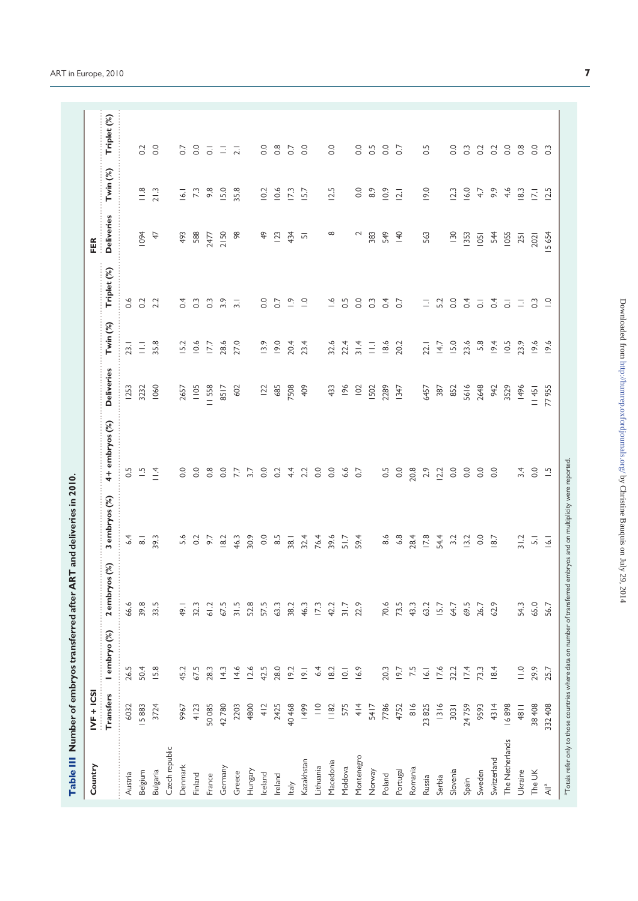**Table III** Number of embryos transferred after ART and deliveries in 2010.

| Country | IVF + ICSI | | | | | | | | FER | | |
|---|---|---|---|---|---|---|---|---|---|---|---|
| | Transfers | 1 embryo (%) | 2 embryos (%) | 3 embryos (%) | 4+ embryos (%) | Deliveries | Twin (%) | Triplet (%) | Deliveries | Twin (%) | Triplet (%) |
| Austria | 6032 | 26.5 | 66.6 | 6.4 | 0.5 | 1253 | 23.1 | 0.6 | | | |
| Belgium | 15 883 | 50.4 | 39.8 | 8.1 | 1.5 | 3232 | 11.1 | 0.2 | 1094 | 11.8 | 0.2 |
| Bulgaria | 3724 | 15.8 | 33.5 | 39.3 | 11.4 | 1060 | 35.8 | 2.2 | 47 | 21.3 | 0.0 |
| Czech republic | | | | | | | | | | | |
| Denmark | 9967 | 45.2 | 49.1 | 5.6 | 0.0 | 2657 | 15.2 | 0.4 | 493 | 16.1 | 0.7 |
| Finland | 4123 | 67.5 | 32.3 | 0.2 | 0.0 | 1105 | 10.6 | 0.3 | 588 | 7.3 | 0.0 |
| France | 50 085 | 28.3 | 61.2 | 9.7 | 0.8 | 11 558 | 17.7 | 0.3 | 2477 | 9.8 | 0.1 |
| Germany | 42 780 | 14.3 | 67.5 | 18.2 | 0.0 | 8517 | 28.6 | 3.9 | 2150 | 15.0 | 1.1 |
| Greece | 2203 | 14.6 | 31.5 | 46.3 | 7.7 | 602 | 27.0 | 3.1 | 98 | 35.8 | 2.1 |
| Hungary | 4800 | 12.6 | 52.8 | 30.9 | 3.7 | | | | | | |
| Iceland | 412 | 42.5 | 57.5 | 0.0 | 0.0 | 122 | 13.9 | 0.0 | 49 | 10.2 | 0.0 |
| Ireland | 2425 | 28.0 | 63.3 | 8.5 | 0.2 | 685 | 19.0 | 0.7 | 123 | 10.6 | 0.8 |
| Italy | 40 468 | 19.2 | 38.2 | 38.1 | 4.4 | 7508 | 20.4 | 1.9 | 434 | 17.3 | 0.7 |
| Kazakhstan | 1499 | 19.1 | 46.3 | 32.4 | 2.2 | 409 | 23.4 | 1.0 | 51 | 15.7 | 0.0 |
| Lithuania | 110 | 6.4 | 17.3 | 76.4 | 0.0 | | | | | | |
| Macedonia | 1182 | 18.2 | 42.2 | 39.6 | 0.0 | 433 | 32.6 | 1.6 | 8 | 12.5 | 0.0 |
| Moldova | 575 | 10.1 | 31.7 | 51.7 | 6.6 | 196 | 22.4 | 0.5 | | | |
| Montenegro | 414 | 16.9 | 22.9 | 59.4 | 0.7 | 102 | 31.4 | 0.0 | | | |
| Norway | 5417 | | | | | 1502 | 11.1 | 0.3 | 2 | 0.0 | 0.0 |
| Poland | 7786 | 20.3 | 70.6 | 8.6 | 0.5 | 2289 | 18.6 | 0.4 | 383 | 8.9 | 0.5 |
| Portugal | 4752 | 19.7 | 73.5 | 6.8 | 0.0 | 1347 | 20.2 | 0.7 | 549 | 10.9 | 0.0 |
| Romania | 816 | 7.5 | 43.3 | 28.4 | 20.8 | | | | 140 | 12.1 | 0.7 |
| Russia | 23 825 | 16.1 | 63.2 | 17.8 | 2.9 | 6457 | 22.1 | 1.1 | 563 | 19.0 | 0.5 |
| Serbia | 1316 | 17.6 | 15.7 | 54.4 | 12.2 | 387 | 14.7 | 5.2 | | | |
| Slovenia | 3031 | 32.2 | 64.7 | 3.2 | 0.0 | 852 | 15.0 | 0.0 | 130 | 12.3 | 0.0 |
| Spain | 24 759 | 17.4 | 69.5 | 13.2 | 0.0 | 5616 | 23.6 | 0.4 | 1353 | 16.0 | 0.3 |
| Sweden | 9593 | 73.3 | 26.7 | 0.0 | 0.0 | 2648 | 5.8 | 0.1 | 1051 | 4.7 | 0.2 |
| Switzerland | 4314 | 18.4 | 62.9 | 18.7 | 0.0 | 942 | 19.4 | 0.4 | 544 | 9.9 | 0.2 |
| The Netherlands | 16 898 | | | | | 3529 | 10.5 | 0.1 | 1055 | 4.6 | 0.0 |
| Ukraine | 4811 | 11.0 | 54.3 | 31.2 | 3.4 | 1496 | 23.9 | 1.1 | 251 | 18.3 | 0.8 |
| The UK | 38 408 | 29.9 | 65.0 | 5.1 | 0.0 | 11 451 | 19.6 | 0.3 | 2021 | 17.1 | 0.0 |
| All[a] | 332 408 | 25.7 | 56.7 | 16.1 | 1.5 | 77 955 | 19.6 | 1.0 | 15 654 | 12.5 | 0.3 |

[a]Totals refer only to those countries where data on number of transferred embryos and on multiplicity were reported.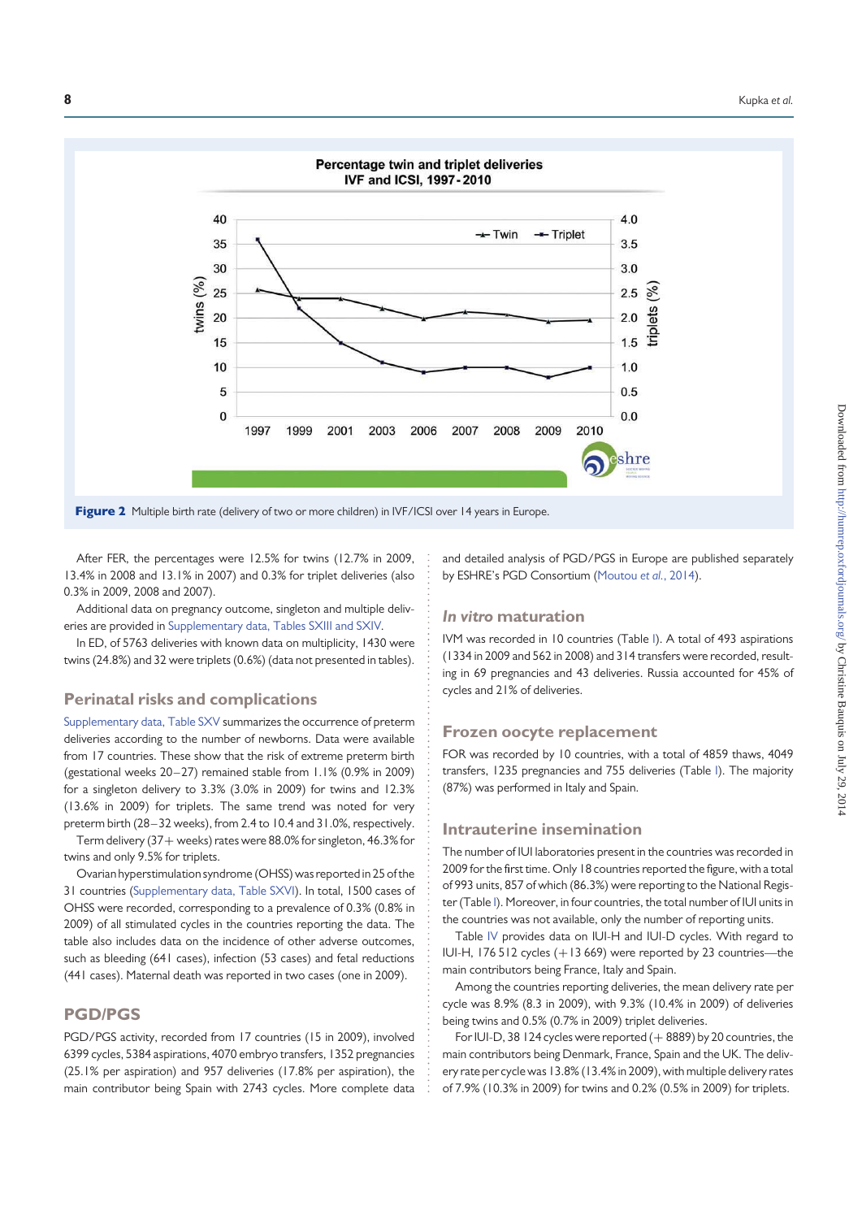Figure 2 Multiple birth rate (delivery of two or more children) in IVF/ICSI over 14 years in Europe.

After FER, the percentages were 12.5% for twins (12.7% in 2009, 13.4% in 2008 and 13.1% in 2007) and 0.3% for triplet deliveries (also 0.3% in 2009, 2008 and 2007).

Additional data on pregnancy outcome, singleton and multiple deliveries are provided in Supplementary data, Tables SXIII and SXIV.

In ED, of 5763 deliveries with known data on multiplicity, 1430 were twins (24.8%) and 32 were triplets (0.6%) (data not presented in tables).

## Perinatal risks and complications

Supplementary data, Table SXV summarizes the occurrence of preterm deliveries according to the number of newborns. Data were available from 17 countries. These show that the risk of extreme preterm birth (gestational weeks 20–27) remained stable from 1.1% (0.9% in 2009) for a singleton delivery to 3.3% (3.0% in 2009) for twins and 12.3% (13.6% in 2009) for triplets. The same trend was noted for very preterm birth (28–32 weeks), from 2.4 to 10.4 and 31.0%, respectively.

Term delivery (37+ weeks) rates were 88.0% for singleton, 46.3% for twins and only 9.5% for triplets.

Ovarian hyperstimulation syndrome (OHSS) was reported in 25 of the 31 countries (Supplementary data, Table SXVI). In total, 1500 cases of OHSS were recorded, corresponding to a prevalence of 0.3% (0.8% in 2009) of all stimulated cycles in the countries reporting the data. The table also includes data on the incidence of other adverse outcomes, such as bleeding (641 cases), infection (53 cases) and fetal reductions (441 cases). Maternal death was reported in two cases (one in 2009).

## PGD/PGS

PGD/PGS activity, recorded from 17 countries (15 in 2009), involved 6399 cycles, 5384 aspirations, 4070 embryo transfers, 1352 pregnancies (25.1% per aspiration) and 957 deliveries (17.8% per aspiration), the main contributor being Spain with 2743 cycles. More complete data and detailed analysis of PGD/PGS in Europe are published separately by ESHRE's PGD Consortium (Moutou *et al.*, 2014).

## *In vitro* maturation

IVM was recorded in 10 countries (Table I). A total of 493 aspirations (1334 in 2009 and 562 in 2008) and 314 transfers were recorded, resulting in 69 pregnancies and 43 deliveries. Russia accounted for 45% of cycles and 21% of deliveries.

## Frozen oocyte replacement

FOR was recorded by 10 countries, with a total of 4859 thaws, 4049 transfers, 1235 pregnancies and 755 deliveries (Table I). The majority (87%) was performed in Italy and Spain.

## Intrauterine insemination

The number of IUI laboratories present in the countries was recorded in 2009 for the first time. Only 18 countries reported the figure, with a total of 993 units, 857 of which (86.3%) were reporting to the National Register (Table I). Moreover, in four countries, the total number of IUI units in the countries was not available, only the number of reporting units.

Table IV provides data on IUI-H and IUI-D cycles. With regard to IUI-H, 176 512 cycles (+13 669) were reported by 23 countries—the main contributors being France, Italy and Spain.

Among the countries reporting deliveries, the mean delivery rate per cycle was 8.9% (8.3 in 2009), with 9.3% (10.4% in 2009) of deliveries being twins and 0.5% (0.7% in 2009) triplet deliveries.

For IUI-D, 38 124 cycles were reported (+ 8889) by 20 countries, the main contributors being Denmark, France, Spain and the UK. The delivery rate per cycle was 13.8% (13.4% in 2009), with multiple delivery rates of 7.9% (10.3% in 2009) for twins and 0.2% (0.5% in 2009) for triplets.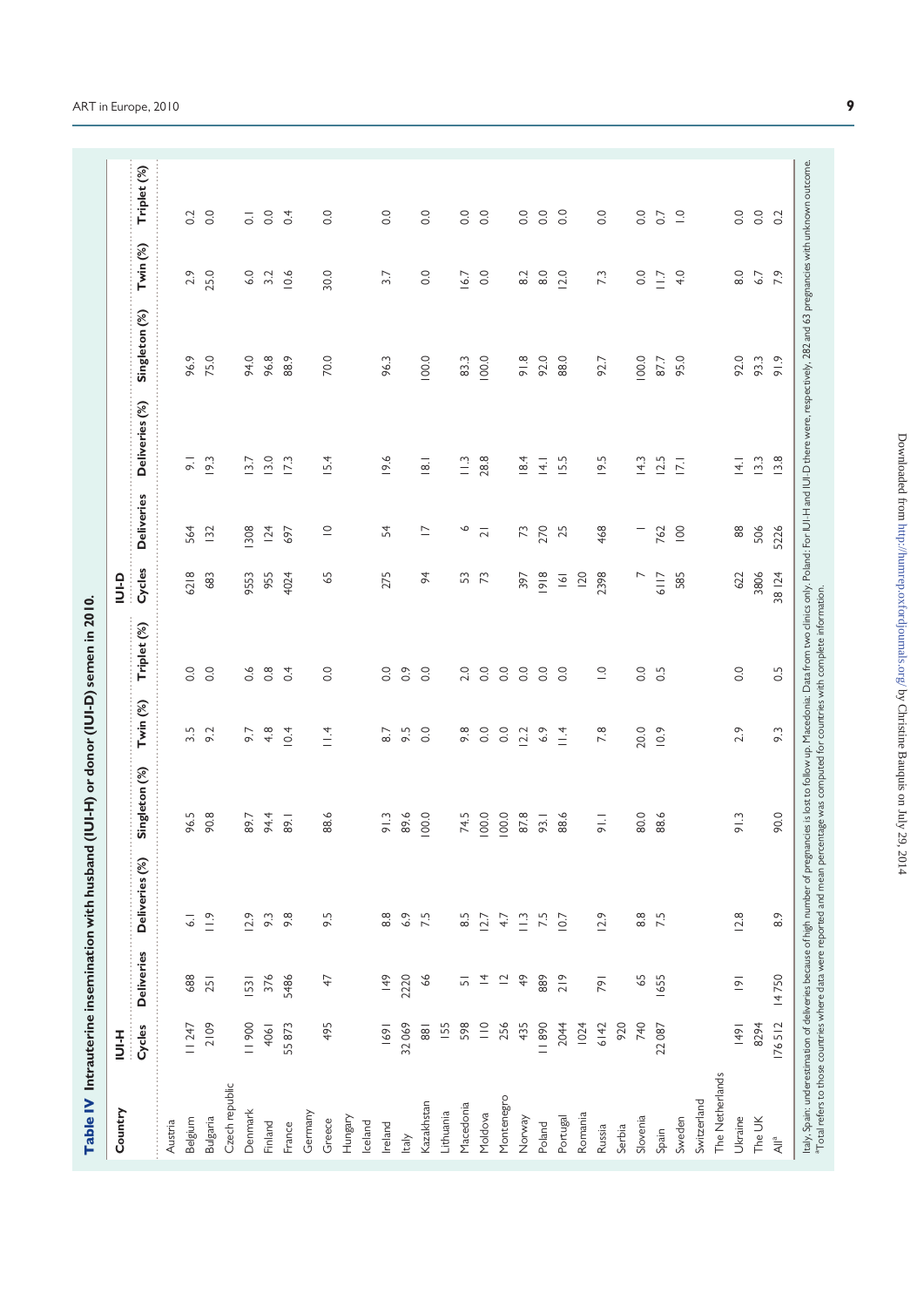**Table IV** Intrauterine insemination with husband (IUI-H) or donor (IUI-D) semen in 2010.

| Country | IUI-H | | | | | | IUI-D | | | | | |
|---|---|---|---|---|---|---|---|---|---|---|---|---|
| | Cycles | Deliveries | Deliveries (%) | Singleton (%) | Twin (%) | Triplet (%) | Cycles | Deliveries | Deliveries (%) | Singleton (%) | Twin (%) | Triplet (%) |
| Austria | | | | | | | | | | | | |
| Belgium | 11 247 | 688 | 6.1 | 96.5 | 3.5 | 0.0 | 6218 | 564 | 9.1 | 96.9 | 2.9 | 0.2 |
| Bulgaria | 2109 | 251 | 11.9 | 90.8 | 9.2 | 0.0 | 683 | 132 | 19.3 | 75.0 | 25.0 | 0.0 |
| Czech republic | | | | | | | | | | | | |
| Denmark | 11 900 | 1531 | 12.9 | 89.7 | 9.7 | 0.6 | 9553 | 1308 | 13.7 | 94.0 | 6.0 | 0.1 |
| Finland | 4061 | 376 | 9.3 | 94.4 | 4.8 | 0.8 | 955 | 124 | 13.0 | 96.8 | 3.2 | 0.0 |
| France | 55 873 | 5486 | 9.8 | 89.1 | 10.4 | 0.4 | 4024 | 697 | 17.3 | 88.9 | 10.6 | 0.4 |
| Germany | | | | | | | | | | | | |
| Greece | 495 | 47 | 9.5 | 88.6 | 11.4 | 0.0 | 65 | 10 | 15.4 | 70.0 | 30.0 | 0.0 |
| Hungary | | | | | | | | | | | | |
| Iceland | | | | | | | | | | | | |
| Ireland | 1691 | 149 | 8.8 | 91.3 | 8.7 | 0.0 | 275 | 54 | 19.6 | 96.3 | 3.7 | 0.0 |
| Italy | 32 069 | 2220 | 6.9 | 89.6 | 9.5 | 0.9 | | | | | | |
| Kazakhstan | 881 | 66 | 7.5 | 100.0 | 0.0 | 0.0 | 94 | 17 | 18.1 | 100.0 | 0.0 | 0.0 |
| Lithuania | 155 | | | | | | | | | | | |
| Macedonia | 598 | 51 | 8.5 | 74.5 | 9.8 | 2.0 | 53 | 6 | 11.3 | 83.3 | 16.7 | 0.0 |
| Moldova | 110 | 14 | 12.7 | 100.0 | 0.0 | 0.0 | 73 | 21 | 28.8 | 100.0 | 0.0 | 0.0 |
| Montenegro | 256 | 12 | 4.7 | 100.0 | 0.0 | 0.0 | | | | | | |
| Norway | 435 | 49 | 11.3 | 87.8 | 12.2 | 0.0 | 397 | 73 | 18.4 | 91.8 | 8.2 | 0.0 |
| Poland | 11 890 | 889 | 7.5 | 93.1 | 6.9 | 0.0 | 1918 | 270 | 14.1 | 92.0 | 8.0 | 0.0 |
| Portugal | 2044 | 219 | 10.7 | 88.6 | 11.4 | 0.0 | 161 | 25 | 15.5 | 88.0 | 12.0 | 0.0 |
| Romania | 1024 | | | | | | 120 | | | | | |
| Russia | 6142 | 791 | 12.9 | 91.1 | 7.8 | 1.0 | 2398 | 468 | 19.5 | 92.7 | 7.3 | 0.0 |
| Serbia | 920 | | | | | | | | | | | |
| Slovenia | 740 | 65 | 8.8 | 80.0 | 20.0 | 0.0 | 7 | 1 | 14.3 | 100.0 | 0.0 | 0.0 |
| Spain | 22 087 | 1655 | 7.5 | 88.6 | 10.9 | 0.5 | 6117 | 762 | 12.5 | 87.7 | 11.7 | 0.7 |
| Sweden | | | | | | | 585 | 100 | 17.1 | 95.0 | 4.0 | 1.0 |
| Switzerland | | | | | | | | | | | | |
| The Netherlands | | | | | | | | | | | | |
| Ukraine | 1491 | 191 | 12.8 | 91.3 | 2.9 | 0.0 | 622 | 88 | 14.1 | 92.0 | 8.0 | 0.0 |
| The UK | 8294 | | | | | | 3806 | 506 | 13.3 | 93.3 | 6.7 | 0.0 |
| All[a] | 176 512 | 14 750 | 8.9 | 90.0 | 9.3 | 0.5 | 38 124 | 5226 | 13.8 | 91.9 | 7.9 | 0.2 |

Italy, Spain: underestimation of deliveries because of high number of pregnancies is lost to follow up. Macedonia: Data from two clinics only. Poland: For IUI-H and IUI-D there were, respectively, 282 and 63 pregnancies with unknown outcome.
[a]Total refers to those countries where data were reported and mean percentage was computed for countries with complete information.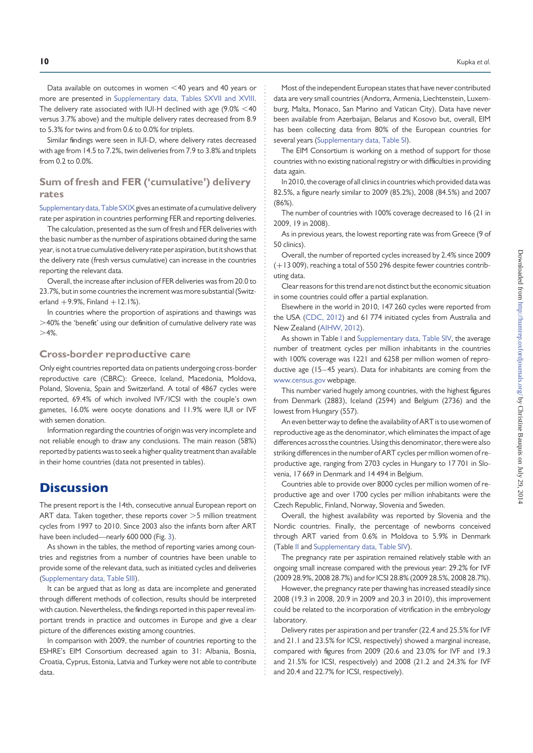Data available on outcomes in women <40 years and 40 years or more are presented in Supplementary data, Tables SXVII and XVIII. The delivery rate associated with IUI-H declined with age (9.0% <40 versus 3.7% above) and the multiple delivery rates decreased from 8.9 to 5.3% for twins and from 0.6 to 0.0% for triplets.

Similar findings were seen in IUI-D, where delivery rates decreased with age from 14.5 to 7.2%, twin deliveries from 7.9 to 3.8% and triplets from 0.2 to 0.0%.

### Sum of fresh and FER ('cumulative') delivery rates

Supplementary data, Table SXIX gives an estimate of a cumulative delivery rate per aspiration in countries performing FER and reporting deliveries.

The calculation, presented as the sum of fresh and FER deliveries with the basic number as the number of aspirations obtained during the same year, is not a true cumulative delivery rate per aspiration, but it shows that the delivery rate (fresh versus cumulative) can increase in the countries reporting the relevant data.

Overall, the increase after inclusion of FER deliveries was from 20.0 to 23.7%, but in some countries the increment was more substantial (Switzerland +9.9%, Finland +12.1%).

In countries where the proportion of aspirations and thawings was >40% the 'benefit' using our definition of cumulative delivery rate was >4%.

### Cross-border reproductive care

Only eight countries reported data on patients undergoing cross-border reproductive care (CBRC): Greece, Iceland, Macedonia, Moldova, Poland, Slovenia, Spain and Switzerland. A total of 4867 cycles were reported, 69.4% of which involved IVF/ICSI with the couple's own gametes, 16.0% were oocyte donations and 11.9% were IUI or IVF with semen donation.

Information regarding the countries of origin was very incomplete and not reliable enough to draw any conclusions. The main reason (58%) reported by patients was to seek a higher quality treatment than available in their home countries (data not presented in tables).

## Discussion

The present report is the 14th, consecutive annual European report on ART data. Taken together, these reports cover >5 million treatment cycles from 1997 to 2010. Since 2003 also the infants born after ART have been included—nearly 600 000 (Fig. 3).

As shown in the tables, the method of reporting varies among countries and registries from a number of countries have been unable to provide some of the relevant data, such as initiated cycles and deliveries (Supplementary data, Table SIII).

It can be argued that as long as data are incomplete and generated through different methods of collection, results should be interpreted with caution. Nevertheless, the findings reported in this paper reveal important trends in practice and outcomes in Europe and give a clear picture of the differences existing among countries.

In comparison with 2009, the number of countries reporting to the ESHRE's EIM Consortium decreased again to 31: Albania, Bosnia, Croatia, Cyprus, Estonia, Latvia and Turkey were not able to contribute data.

Most of the independent European states that have never contributed data are very small countries (Andorra, Armenia, Liechtenstein, Luxemburg, Malta, Monaco, San Marino and Vatican City). Data have never been available from Azerbaijan, Belarus and Kosovo but, overall, EIM has been collecting data from 80% of the European countries for several years (Supplementary data, Table SI).

The EIM Consortium is working on a method of support for those countries with no existing national registry or with difficulties in providing data again.

In 2010, the coverage of all clinics in countries which provided data was 82.5%, a figure nearly similar to 2009 (85.2%), 2008 (84.5%) and 2007 (86%).

The number of countries with 100% coverage decreased to 16 (21 in 2009, 19 in 2008).

As in previous years, the lowest reporting rate was from Greece (9 of 50 clinics).

Overall, the number of reported cycles increased by 2.4% since 2009 (+13 009), reaching a total of 550 296 despite fewer countries contributing data.

Clear reasons for this trend are not distinct but the economic situation in some countries could offer a partial explanation.

Elsewhere in the world in 2010, 147 260 cycles were reported from the USA (CDC, 2012) and 61 774 initiated cycles from Australia and New Zealand (AIHW, 2012).

As shown in Table I and Supplementary data, Table SIV, the average number of treatment cycles per million inhabitants in the countries with 100% coverage was 1221 and 6258 per million women of reproductive age (15–45 years). Data for inhabitants are coming from the www.census.gov webpage.

This number varied hugely among countries, with the highest figures from Denmark (2883), Iceland (2594) and Belgium (2736) and the lowest from Hungary (557).

An even better way to define the availability of ART is to use women of reproductive age as the denominator, which eliminates the impact of age differences across the countries. Using this denominator, there were also striking differences in the number of ART cycles per million women of reproductive age, ranging from 2703 cycles in Hungary to 17 701 in Slovenia, 17 669 in Denmark and 14 494 in Belgium.

Countries able to provide over 8000 cycles per million women of reproductive age and over 1700 cycles per million inhabitants were the Czech Republic, Finland, Norway, Slovenia and Sweden.

Overall, the highest availability was reported by Slovenia and the Nordic countries. Finally, the percentage of newborns conceived through ART varied from 0.6% in Moldova to 5.9% in Denmark (Table II and Supplementary data, Table SIV).

The pregnancy rate per aspiration remained relatively stable with an ongoing small increase compared with the previous year: 29.2% for IVF (2009 28.9%, 2008 28.7%) and for ICSI 28.8% (2009 28.5%, 2008 28.7%).

However, the pregnancy rate per thawing has increased steadily since 2008 (19.3 in 2008, 20.9 in 2009 and 20.3 in 2010), this improvement could be related to the incorporation of vitrification in the embryology laboratory.

Delivery rates per aspiration and per transfer (22.4 and 25.5% for IVF and 21.1 and 23.5% for ICSI, respectively) showed a marginal increase, compared with figures from 2009 (20.6 and 23.0% for IVF and 19.3 and 21.5% for ICSI, respectively) and 2008 (21.2 and 24.3% for IVF and 20.4 and 22.7% for ICSI, respectively).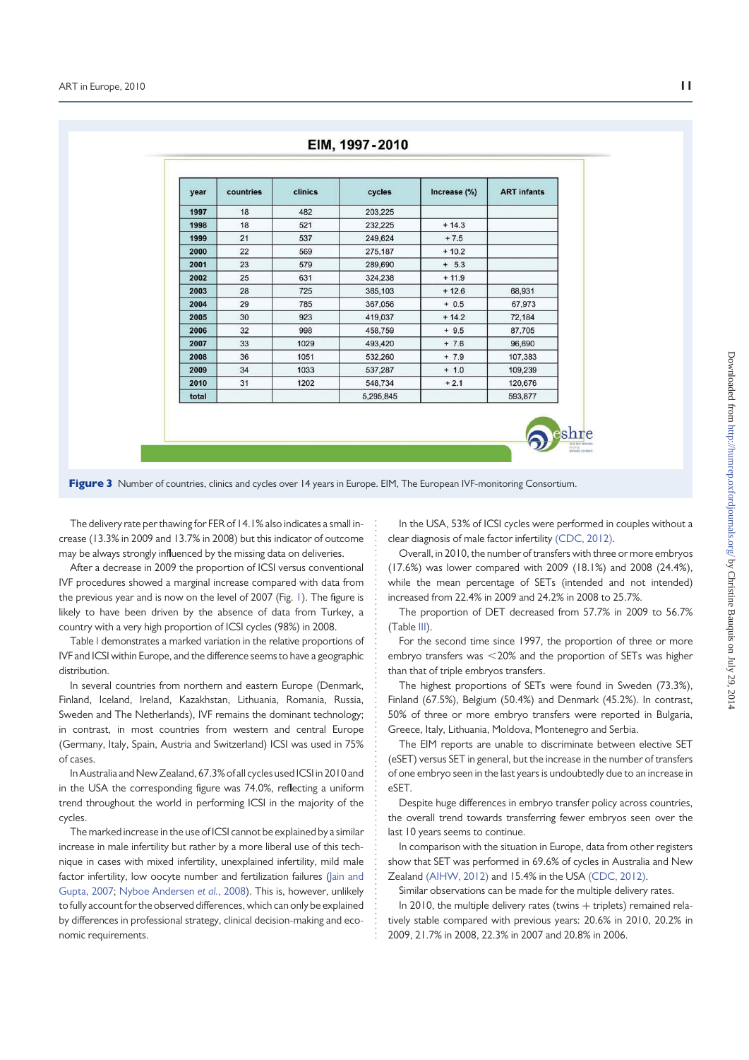**EIM, 1997-2010**

| year | countries | clinics | cycles | Increase (%) | ART infants |
|---|---|---|---|---|---|
| 1997 | 18 | 482 | 203,225 | | |
| 1998 | 18 | 521 | 232,225 | + 14.3 | |
| 1999 | 21 | 537 | 249,624 | + 7.5 | |
| 2000 | 22 | 569 | 275,187 | + 10.2 | |
| 2001 | 23 | 579 | 289,690 | + 5.3 | |
| 2002 | 25 | 631 | 324,238 | + 11.9 | |
| 2003 | 28 | 725 | 365,103 | + 12.6 | 68,931 |
| 2004 | 29 | 785 | 367,056 | + 0.5 | 67,973 |
| 2005 | 30 | 923 | 419,037 | + 14.2 | 72,184 |
| 2006 | 32 | 998 | 458,759 | + 9.5 | 87,705 |
| 2007 | 33 | 1029 | 493,420 | + 7.6 | 96,690 |
| 2008 | 36 | 1051 | 532,260 | + 7.9 | 107,383 |
| 2009 | 34 | 1033 | 537,287 | + 1.0 | 109,239 |
| 2010 | 31 | 1202 | 548,734 | + 2.1 | 120,676 |
| total | | | 5,295,845 | | 593,877 |

**Figure 3** Number of countries, clinics and cycles over 14 years in Europe. EIM, The European IVF-monitoring Consortium.

The delivery rate per thawing for FER of 14.1% also indicates a small increase (13.3% in 2009 and 13.7% in 2008) but this indicator of outcome may be always strongly influenced by the missing data on deliveries.

After a decrease in 2009 the proportion of ICSI versus conventional IVF procedures showed a marginal increase compared with data from the previous year and is now on the level of 2007 (Fig. 1). The figure is likely to have been driven by the absence of data from Turkey, a country with a very high proportion of ICSI cycles (98%) in 2008.

Table I demonstrates a marked variation in the relative proportions of IVF and ICSI within Europe, and the difference seems to have a geographic distribution.

In several countries from northern and eastern Europe (Denmark, Finland, Iceland, Ireland, Kazakhstan, Lithuania, Romania, Russia, Sweden and The Netherlands), IVF remains the dominant technology; in contrast, in most countries from western and central Europe (Germany, Italy, Spain, Austria and Switzerland) ICSI was used in 75% of cases.

In Australia and New Zealand, 67.3% of all cycles used ICSI in 2010 and in the USA the corresponding figure was 74.0%, reflecting a uniform trend throughout the world in performing ICSI in the majority of the cycles.

The marked increase in the use of ICSI cannot be explained by a similar increase in male infertility but rather by a more liberal use of this technique in cases with mixed infertility, unexplained infertility, mild male factor infertility, low oocyte number and fertilization failures (Jain and Gupta, 2007; Nyboe Andersen *et al.*, 2008). This is, however, unlikely to fully account for the observed differences, which can only be explained by differences in professional strategy, clinical decision-making and economic requirements.

In the USA, 53% of ICSI cycles were performed in couples without a clear diagnosis of male factor infertility (CDC, 2012).

Overall, in 2010, the number of transfers with three or more embryos (17.6%) was lower compared with 2009 (18.1%) and 2008 (24.4%), while the mean percentage of SETs (intended and not intended) increased from 22.4% in 2009 and 24.2% in 2008 to 25.7%.

The proportion of DET decreased from 57.7% in 2009 to 56.7% (Table III).

For the second time since 1997, the proportion of three or more embryo transfers was <20% and the proportion of SETs was higher than that of triple embryos transfers.

The highest proportions of SETs were found in Sweden (73.3%), Finland (67.5%), Belgium (50.4%) and Denmark (45.2%). In contrast, 50% of three or more embryo transfers were reported in Bulgaria, Greece, Italy, Lithuania, Moldova, Montenegro and Serbia.

The EIM reports are unable to discriminate between elective SET (eSET) versus SET in general, but the increase in the number of transfers of one embryo seen in the last years is undoubtedly due to an increase in eSET.

Despite huge differences in embryo transfer policy across countries, the overall trend towards transferring fewer embryos seen over the last 10 years seems to continue.

In comparison with the situation in Europe, data from other registers show that SET was performed in 69.6% of cycles in Australia and New Zealand (AIHW, 2012) and 15.4% in the USA (CDC, 2012).

Similar observations can be made for the multiple delivery rates.

In 2010, the multiple delivery rates (twins + triplets) remained relatively stable compared with previous years: 20.6% in 2010, 20.2% in 2009, 21.7% in 2008, 22.3% in 2007 and 20.8% in 2006.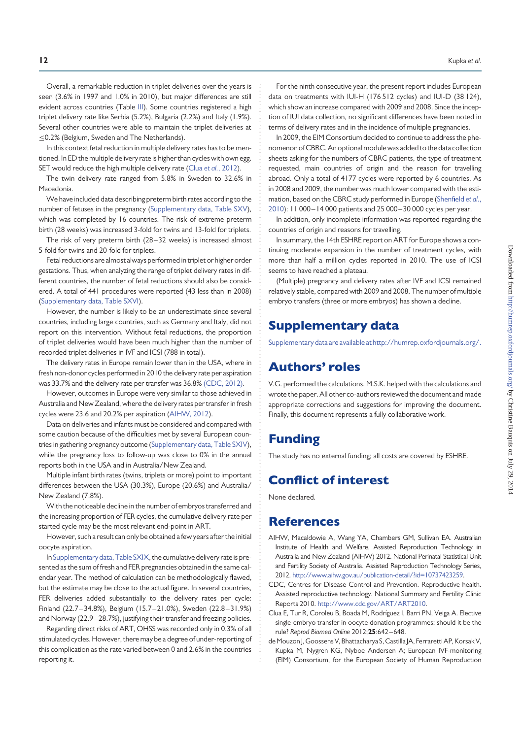Overall, a remarkable reduction in triplet deliveries over the years is seen (3.6% in 1997 and 1.0% in 2010), but major differences are still evident across countries (Table III). Some countries registered a high triplet delivery rate like Serbia (5.2%), Bulgaria (2.2%) and Italy (1.9%). Several other countries were able to maintain the triplet deliveries at ≤0.2% (Belgium, Sweden and The Netherlands).

In this context fetal reduction in multiple delivery rates has to be mentioned. In ED the multiple delivery rate is higher than cycles with own egg. SET would reduce the high multiple delivery rate (Clua *et al.*, 2012).

The twin delivery rate ranged from 5.8% in Sweden to 32.6% in Macedonia.

We have included data describing preterm birth rates according to the number of fetuses in the pregnancy (Supplementary data, Table SXV), which was completed by 16 countries. The risk of extreme preterm birth (28 weeks) was increased 3-fold for twins and 13-fold for triplets.

The risk of very preterm birth (28–32 weeks) is increased almost 5-fold for twins and 20-fold for triplets.

Fetal reductions are almost always performed in triplet or higher order gestations. Thus, when analyzing the range of triplet delivery rates in different countries, the number of fetal reductions should also be considered. A total of 441 procedures were reported (43 less than in 2008) (Supplementary data, Table SXVI).

However, the number is likely to be an underestimate since several countries, including large countries, such as Germany and Italy, did not report on this intervention. Without fetal reductions, the proportion of triplet deliveries would have been much higher than the number of recorded triplet deliveries in IVF and ICSI (788 in total).

The delivery rates in Europe remain lower than in the USA, where in fresh non-donor cycles performed in 2010 the delivery rate per aspiration was 33.7% and the delivery rate per transfer was 36.8% (CDC, 2012).

However, outcomes in Europe were very similar to those achieved in Australia and New Zealand, where the delivery rates per transfer in fresh cycles were 23.6 and 20.2% per aspiration (AIHW, 2012).

Data on deliveries and infants must be considered and compared with some caution because of the difficulties met by several European countries in gathering pregnancy outcome (Supplementary data, Table SXIV), while the pregnancy loss to follow-up was close to 0% in the annual reports both in the USA and in Australia/New Zealand.

Multiple infant birth rates (twins, triplets or more) point to important differences between the USA (30.3%), Europe (20.6%) and Australia/New Zealand (7.8%).

With the noticeable decline in the number of embryos transferred and the increasing proportion of FER cycles, the cumulative delivery rate per started cycle may be the most relevant end-point in ART.

However, such a result can only be obtained a few years after the initial oocyte aspiration.

In Supplementary data, Table SXIX, the cumulative delivery rate is presented as the sum of fresh and FER pregnancies obtained in the same calendar year. The method of calculation can be methodologically flawed, but the estimate may be close to the actual figure. In several countries, FER deliveries added substantially to the delivery rates per cycle: Finland (22.7–34.8%), Belgium (15.7–21.0%), Sweden (22.8–31.9%) and Norway (22.9–28.7%), justifying their transfer and freezing policies.

Regarding direct risks of ART, OHSS was recorded only in 0.3% of all stimulated cycles. However, there may be a degree of under-reporting of this complication as the rate varied between 0 and 2.6% in the countries reporting it.

For the ninth consecutive year, the present report includes European data on treatments with IUI-H (176 512 cycles) and IUI-D (38 124), which show an increase compared with 2009 and 2008. Since the inception of IUI data collection, no significant differences have been noted in terms of delivery rates and in the incidence of multiple pregnancies.

In 2009, the EIM Consortium decided to continue to address the phenomenon of CBRC. An optional module was added to the data collection sheets asking for the numbers of CBRC patients, the type of treatment requested, main countries of origin and the reason for travelling abroad. Only a total of 4177 cycles were reported by 6 countries. As in 2008 and 2009, the number was much lower compared with the estimation, based on the CBRC study performed in Europe (Shenfield *et al.*, 2010): 11 000–14 000 patients and 25 000–30 000 cycles per year.

In addition, only incomplete information was reported regarding the countries of origin and reasons for travelling.

In summary, the 14th ESHRE report on ART for Europe shows a continuing moderate expansion in the number of treatment cycles, with more than half a million cycles reported in 2010. The use of ICSI seems to have reached a plateau.

(Multiple) pregnancy and delivery rates after IVF and ICSI remained relatively stable, compared with 2009 and 2008. The number of multiple embryo transfers (three or more embryos) has shown a decline.

# Supplementary data

Supplementary data are available at http://humrep.oxfordjournals.org/.

# Authors' roles

V.G. performed the calculations. M.S.K. helped with the calculations and wrote the paper. All other co-authors reviewed the document and made appropriate corrections and suggestions for improving the document. Finally, this document represents a fully collaborative work.

# Funding

The study has no external funding; all costs are covered by ESHRE.

# Conflict of interest

None declared.

# References

AIHW, Macaldowie A, Wang YA, Chambers GM, Sullivan EA. Australian Institute of Health and Welfare, Assisted Reproduction Technology in Australia and New Zealand (AIHW) 2012. National Perinatal Statistical Unit and Fertility Society of Australia. Assisted Reproduction Technology Series, 2012. http://www.aihw.gov.au/publication-detail/?id=10737423259.

CDC, Centres for Disease Control and Prevention. Reproductive health. Assisted reproductive technology. National Summary and Fertility Clinic Reports 2010. http://www.cdc.gov/ART/ART2010.

Clua E, Tur R, Coroleu B, Boada M, Rodríguez I, Barri PN, Veiga A. Elective single-embryo transfer in oocyte donation programmes: should it be the rule? *Reprod Biomed Online* 2012;**25**:642–648.

de Mouzon J, Goossens V, Bhattacharya S, Castilla JA, Ferraretti AP, Korsak V, Kupka M, Nygren KG, Nyboe Andersen A; European IVF-monitoring (EIM) Consortium, for the European Society of Human Reproduction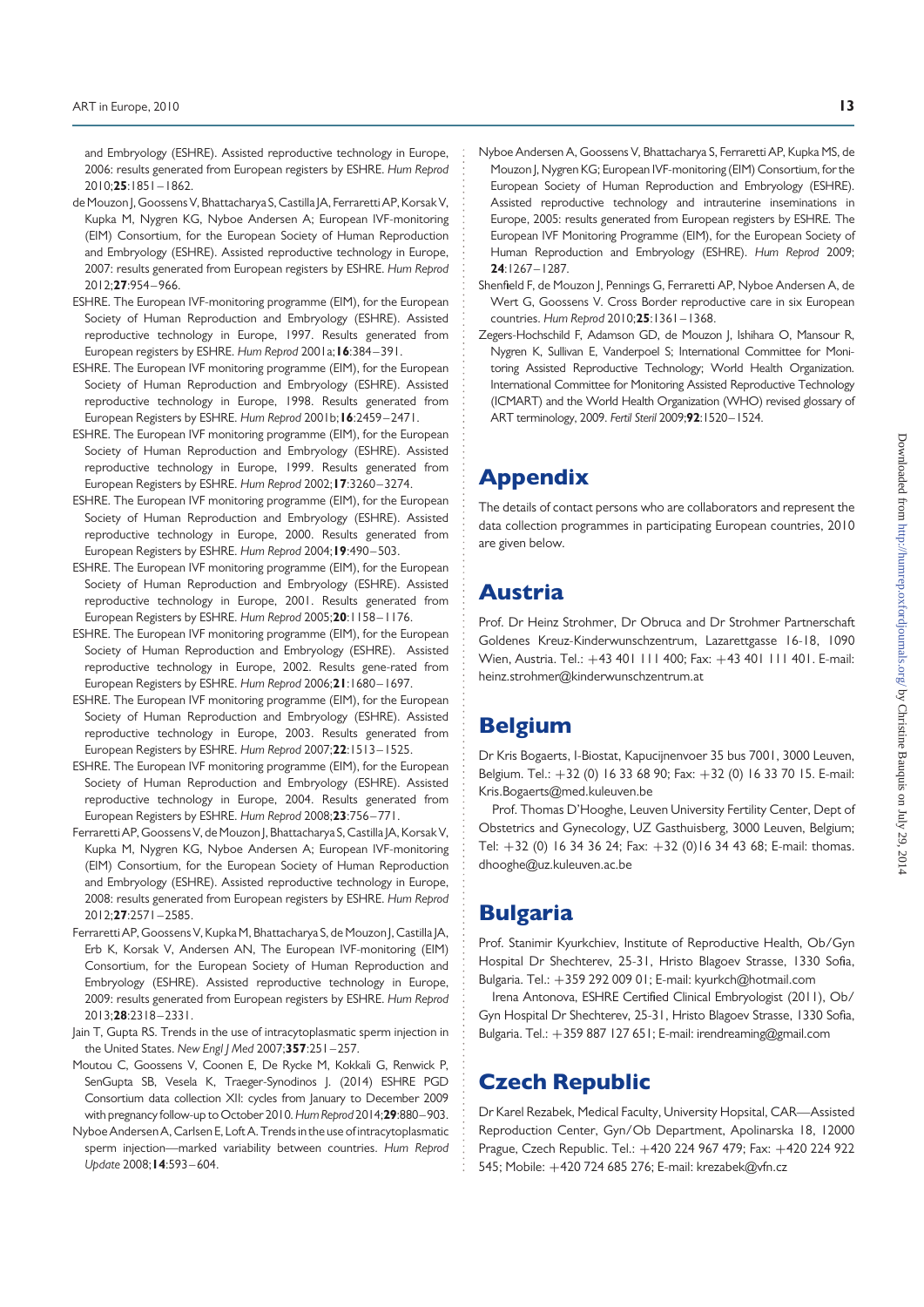and Embryology (ESHRE). Assisted reproductive technology in Europe, 2006: results generated from European registers by ESHRE. *Hum Reprod* 2010;**25**:1851–1862.

de Mouzon J, Goossens V, Bhattacharya S, Castilla JA, Ferraretti AP, Korsak V, Kupka M, Nygren KG, Nyboe Andersen A; European IVF-monitoring (EIM) Consortium, for the European Society of Human Reproduction and Embryology (ESHRE). Assisted reproductive technology in Europe, 2007: results generated from European registers by ESHRE. *Hum Reprod* 2012;**27**:954–966.

ESHRE. The European IVF-monitoring programme (EIM), for the European Society of Human Reproduction and Embryology (ESHRE). Assisted reproductive technology in Europe, 1997. Results generated from European registers by ESHRE. *Hum Reprod* 2001a;**16**:384–391.

ESHRE. The European IVF monitoring programme (EIM), for the European Society of Human Reproduction and Embryology (ESHRE). Assisted reproductive technology in Europe, 1998. Results generated from European Registers by ESHRE. *Hum Reprod* 2001b;**16**:2459–2471.

ESHRE. The European IVF monitoring programme (EIM), for the European Society of Human Reproduction and Embryology (ESHRE). Assisted reproductive technology in Europe, 1999. Results generated from European Registers by ESHRE. *Hum Reprod* 2002;**17**:3260–3274.

ESHRE. The European IVF monitoring programme (EIM), for the European Society of Human Reproduction and Embryology (ESHRE). Assisted reproductive technology in Europe, 2000. Results generated from European Registers by ESHRE. *Hum Reprod* 2004;**19**:490–503.

ESHRE. The European IVF monitoring programme (EIM), for the European Society of Human Reproduction and Embryology (ESHRE). Assisted reproductive technology in Europe, 2001. Results generated from European Registers by ESHRE. *Hum Reprod* 2005;**20**:1158–1176.

ESHRE. The European IVF monitoring programme (EIM), for the European Society of Human Reproduction and Embryology (ESHRE). Assisted reproductive technology in Europe, 2002. Results generated from European Registers by ESHRE. *Hum Reprod* 2006;**21**:1680–1697.

ESHRE. The European IVF monitoring programme (EIM), for the European Society of Human Reproduction and Embryology (ESHRE). Assisted reproductive technology in Europe, 2003. Results generated from European Registers by ESHRE. *Hum Reprod* 2007;**22**:1513–1525.

ESHRE. The European IVF monitoring programme (EIM), for the European Society of Human Reproduction and Embryology (ESHRE). Assisted reproductive technology in Europe, 2004. Results generated from European Registers by ESHRE. *Hum Reprod* 2008;**23**:756–771.

Ferraretti AP, Goossens V, de Mouzon J, Bhattacharya S, Castilla JA, Korsak V, Kupka M, Nygren KG, Nyboe Andersen A; European IVF-monitoring (EIM) Consortium, for the European Society of Human Reproduction and Embryology (ESHRE). Assisted reproductive technology in Europe, 2008: results generated from European registers by ESHRE. *Hum Reprod* 2012;**27**:2571–2585.

Ferraretti AP, Goossens V, Kupka M, Bhattacharya S, de Mouzon J, Castilla JA, Erb K, Korsak V, Andersen AN, The European IVF-monitoring (EIM) Consortium, for the European Society of Human Reproduction and Embryology (ESHRE). Assisted reproductive technology in Europe, 2009: results generated from European registers by ESHRE. *Hum Reprod* 2013;**28**:2318–2331.

Jain T, Gupta RS. Trends in the use of intracytoplasmatic sperm injection in the United States. *New Engl J Med* 2007;**357**:251–257.

Moutou C, Goossens V, Coonen E, De Rycke M, Kokkali G, Renwick P, SenGupta SB, Vesela K, Traeger-Synodinos J. (2014) ESHRE PGD Consortium data collection XII: cycles from January to December 2009 with pregnancy follow-up to October 2010. *Hum Reprod* 2014;**29**:880–903.

Nyboe Andersen A, Carlsen E, Loft A. Trends in the use of intracytoplasmatic sperm injection—marked variability between countries. *Hum Reprod Update* 2008;**14**:593–604.

Nyboe Andersen A, Goossens V, Bhattacharya S, Ferraretti AP, Kupka MS, de Mouzon J, Nygren KG; European IVF-monitoring (EIM) Consortium, for the European Society of Human Reproduction and Embryology (ESHRE). Assisted reproductive technology and intrauterine inseminations in Europe, 2005: results generated from European registers by ESHRE. The European IVF Monitoring Programme (EIM), for the European Society of Human Reproduction and Embryology (ESHRE). *Hum Reprod* 2009; **24**:1267–1287.

Shenfield F, de Mouzon J, Pennings G, Ferraretti AP, Nyboe Andersen A, de Wert G, Goossens V. Cross border reproductive care in six European countries. *Hum Reprod* 2010;**25**:1361–1368.

Zegers-Hochschild F, Adamson GD, de Mouzon J, Ishihara O, Mansour R, Nygren K, Sullivan E, Vanderpoel S; International Committee for Monitoring Assisted Reproductive Technology; World Health Organization. International Committee for Monitoring Assisted Reproductive Technology (ICMART) and the World Health Organization (WHO) revised glossary of ART terminology, 2009. *Fertil Steril* 2009;**92**:1520–1524.

# Appendix

The details of contact persons who are collaborators and represent the data collection programmes in participating European countries, 2010 are given below.

## Austria

Prof. Dr Heinz Strohmer, Dr Obruca and Dr Strohmer Partnerschaft Goldenes Kreuz-Kinderwunschzentrum, Lazarettgasse 16-18, 1090 Wien, Austria. Tel.: +43 401 111 400; Fax: +43 401 111 401. E-mail: heinz.strohmer@kinderwunschzentrum.at

## Belgium

Dr Kris Bogaerts, I-Biostat, Kapucijnenvoer 35 bus 7001, 3000 Leuven, Belgium. Tel.: +32 (0) 16 33 68 90; Fax: +32 (0) 16 33 70 15. E-mail: Kris.Bogaerts@med.kuleuven.be

Prof. Thomas D'Hooghe, Leuven University Fertility Center, Dept of Obstetrics and Gynecology, UZ Gasthuisberg, 3000 Leuven, Belgium; Tel: +32 (0) 16 34 36 24; Fax: +32 (0)16 34 43 68; E-mail: thomas.dhooghe@uz.kuleuven.ac.be

## Bulgaria

Prof. Stanimir Kyurkchiev, Institute of Reproductive Health, Ob/Gyn Hospital Dr Shechterev, 25-31, Hristo Blagoev Strasse, 1330 Sofia, Bulgaria. Tel.: +359 292 009 01; E-mail: kyurkch@hotmail.com

Irena Antonova, ESHRE Certified Clinical Embryologist (2011), Ob/Gyn Hospital Dr Shechterev, 25-31, Hristo Blagoev Strasse, 1330 Sofia, Bulgaria. Tel.: +359 887 127 651; E-mail: irendreaming@gmail.com

## Czech Republic

Dr Karel Rezabek, Medical Faculty, University Hopsital, CAR—Assisted Reproduction Center, Gyn/Ob Department, Apolinarska 18, 12000 Prague, Czech Republic. Tel.: +420 224 967 479; Fax: +420 224 922 545; Mobile: +420 724 685 276; E-mail: krezabek@vfn.cz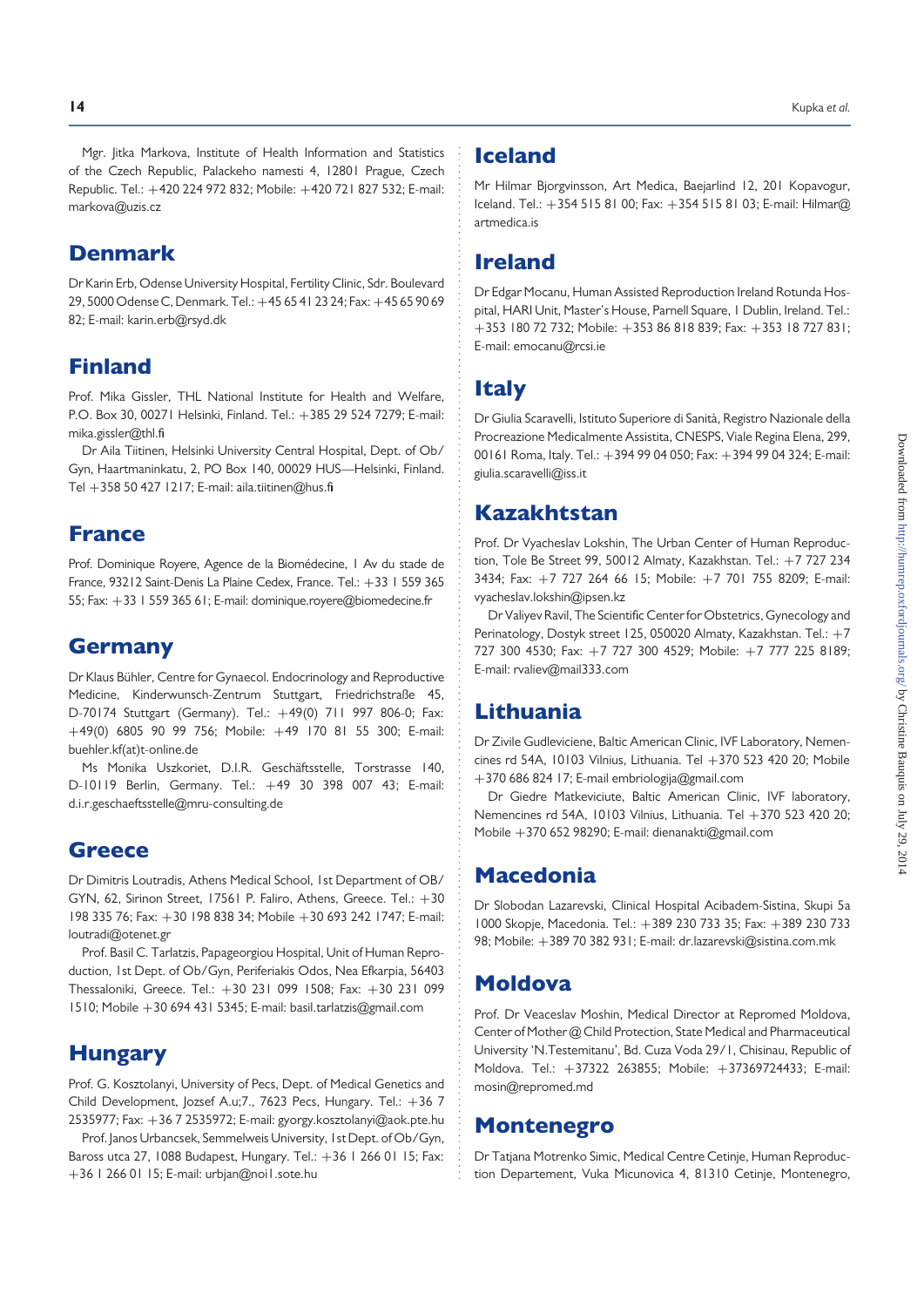Mgr. Jitka Markova, Institute of Health Information and Statistics of the Czech Republic, Palackeho namesti 4, 12801 Prague, Czech Republic. Tel.: +420 224 972 832; Mobile: +420 721 827 532; E-mail: markova@uzis.cz

## Denmark

Dr Karin Erb, Odense University Hospital, Fertility Clinic, Sdr. Boulevard 29, 5000 Odense C, Denmark. Tel.: +45 65 41 23 24; Fax: +45 65 90 69 82; E-mail: karin.erb@rsyd.dk

## Finland

Prof. Mika Gissler, THL National Institute for Health and Welfare, P.O. Box 30, 00271 Helsinki, Finland. Tel.: +385 29 524 7279; E-mail: mika.gissler@thl.fi

Dr Aila Tiitinen, Helsinki University Central Hospital, Dept. of Ob/Gyn, Haartmaninkatu, 2, PO Box 140, 00029 HUS—Helsinki, Finland. Tel +358 50 427 1217; E-mail: aila.tiitinen@hus.fi

## France

Prof. Dominique Royere, Agence de la Biomédecine, 1 Av du stade de France, 93212 Saint-Denis La Plaine Cedex, France. Tel.: +33 1 559 365 55; Fax: +33 1 559 365 61; E-mail: dominique.royere@biomedecine.fr

## Germany

Dr Klaus Bühler, Centre for Gynaecol. Endocrinology and Reproductive Medicine, Kinderwunsch-Zentrum Stuttgart, Friedrichstraße 45, D-70174 Stuttgart (Germany). Tel.: +49(0) 711 997 806-0; Fax: +49(0) 6805 90 99 756; Mobile: +49 170 81 55 300; E-mail: buehler.kf(at)t-online.de

Ms Monika Uszkoriet, D.I.R. Geschäftsstelle, Torstrasse 140, D-10119 Berlin, Germany. Tel.: +49 30 398 007 43; E-mail: d.i.r.geschaeftsstelle@mru-consulting.de

## Greece

Dr Dimitris Loutradis, Athens Medical School, 1st Department of OB/GYN, 62, Sirinon Street, 17561 P. Faliro, Athens, Greece. Tel.: +30 198 335 76; Fax: +30 198 838 34; Mobile +30 693 242 1747; E-mail: loutradi@otenet.gr

Prof. Basil C. Tarlatzis, Papageorgiou Hospital, Unit of Human Reproduction, 1st Dept. of Ob/Gyn, Periferiakis Odos, Nea Efkarpia, 56403 Thessaloniki, Greece. Tel.: +30 231 099 1508; Fax: +30 231 099 1510; Mobile +30 694 431 5345; E-mail: basil.tarlatzis@gmail.com

## Hungary

Prof. G. Kosztolanyi, University of Pecs, Dept. of Medical Genetics and Child Development, Jozsef A.u;7., 7623 Pecs, Hungary. Tel.: +36 7 2535977; Fax: +36 7 2535972; E-mail: gyorgy.kosztolanyi@aok.pte.hu

Prof. Janos Urbancsek, Semmelweis University, 1st Dept. of Ob/Gyn, Baross utca 27, 1088 Budapest, Hungary. Tel.: +36 1 266 01 15; Fax: +36 1 266 01 15; E-mail: urbjan@noi1.sote.hu

## Iceland

Mr Hilmar Bjorgvinsson, Art Medica, Baejarlind 12, 201 Kopavogur, Iceland. Tel.: +354 515 81 00; Fax: +354 515 81 03; E-mail: Hilmar@artmedica.is

## Ireland

Dr Edgar Mocanu, Human Assisted Reproduction Ireland Rotunda Hospital, HARI Unit, Master's House, Parnell Square, 1 Dublin, Ireland. Tel.: +353 180 72 732; Mobile: +353 86 818 839; Fax: +353 18 727 831; E-mail: emocanu@rcsi.ie

## Italy

Dr Giulia Scaravelli, Istituto Superiore di Sanità, Registro Nazionale della Procreazione Medicalmente Assistita, CNESPS, Viale Regina Elena, 299, 00161 Roma, Italy. Tel.: +394 99 04 050; Fax: +394 99 04 324; E-mail: giulia.scaravelli@iss.it

## Kazakhstan

Prof. Dr Vyacheslav Lokshin, The Urban Center of Human Reproduction, Tole Be Street 99, 50012 Almaty, Kazakhstan. Tel.: +7 727 234 3434; Fax: +7 727 264 66 15; Mobile: +7 701 755 8209; E-mail: vyacheslav.lokshin@ipsen.kz

Dr Valiyev Ravil, The Scientific Center for Obstetrics, Gynecology and Perinatology, Dostyk street 125, 050020 Almaty, Kazakhstan. Tel.: +7 727 300 4530; Fax: +7 727 300 4529; Mobile: +7 777 225 8189; E-mail: rvaliev@mail333.com

## Lithuania

Dr Zivile Gudleviciene, Baltic American Clinic, IVF Laboratory, Nemencines rd 54A, 10103 Vilnius, Lithuania. Tel +370 523 420 20; Mobile +370 686 824 17; E-mail embriologija@gmail.com

Dr Giedre Matkeviciute, Baltic American Clinic, IVF laboratory, Nemencines rd 54A, 10103 Vilnius, Lithuania. Tel +370 523 420 20; Mobile +370 652 98290; E-mail: dienanakti@gmail.com

## Macedonia

Dr Slobodan Lazarevski, Clinical Hospital Acibadem-Sistina, Skupi 5a 1000 Skopje, Macedonia. Tel.: +389 230 733 35; Fax: +389 230 733 98; Mobile: +389 70 382 931; E-mail: dr.lazarevski@sistina.com.mk

## Moldova

Prof. Dr Veaceslav Moshin, Medical Director at Repromed Moldova, Center of Mother @ Child Protection, State Medical and Pharmaceutical University 'N.Testemitanu', Bd. Cuza Voda 29/1, Chisinau, Republic of Moldova. Tel.: +37322 263855; Mobile: +37369724433; E-mail: mosin@repromed.md

## Montenegro

Dr Tatjana Motrenko Simic, Medical Centre Cetinje, Human Reproduction Departement, Vuka Micunovica 4, 81310 Cetinje, Montenegro,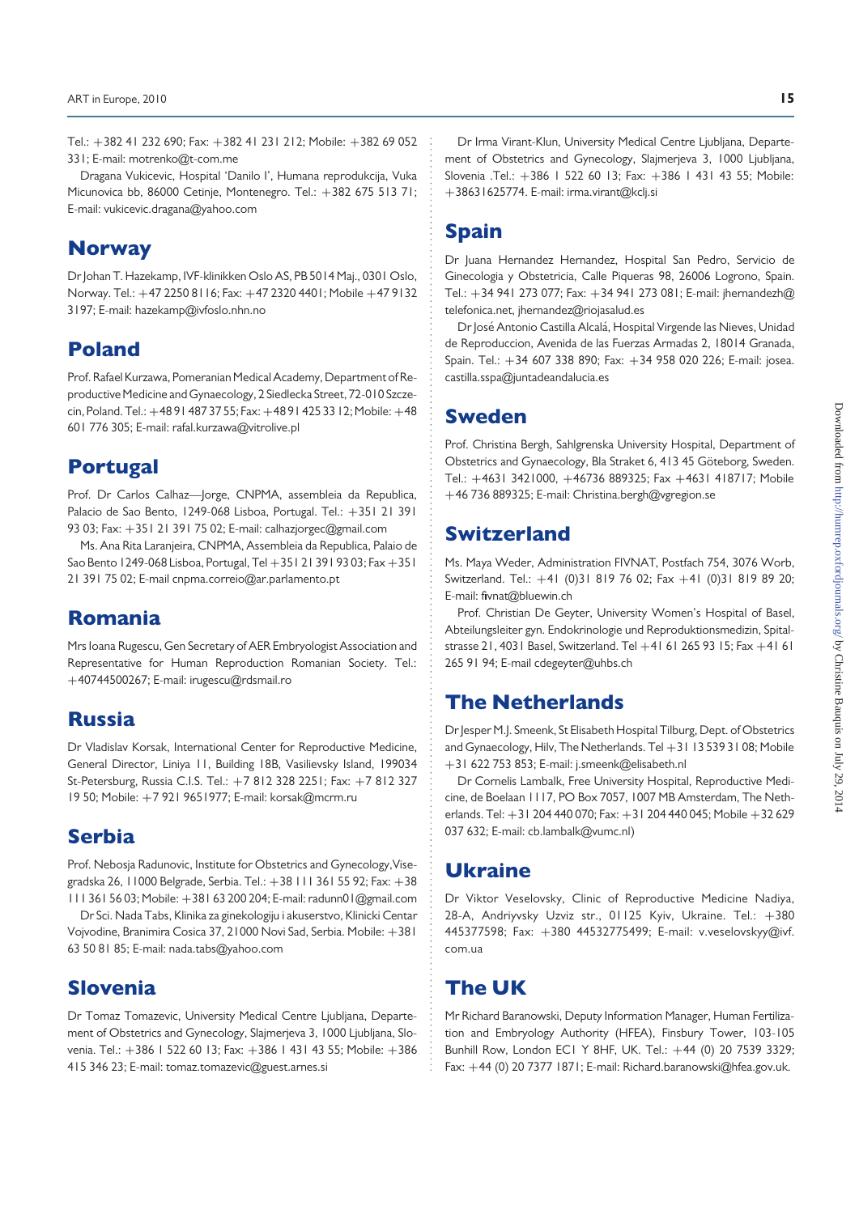Tel.: +382 41 232 690; Fax: +382 41 231 212; Mobile: +382 69 052 331; E-mail: motrenko@t-com.me

Dragana Vukicevic, Hospital 'Danilo I', Humana reprodukcija, Vuka Micunovica bb, 86000 Cetinje, Montenegro. Tel.: +382 675 513 71; E-mail: vukicevic.dragana@yahoo.com

## Norway

Dr Johan T. Hazekamp, IVF-klinikken Oslo AS, PB 5014 Maj., 0301 Oslo, Norway. Tel.: +47 2250 8116; Fax: +47 2320 4401; Mobile +47 9132 3197; E-mail: hazekamp@ivfoslo.nhn.no

## Poland

Prof. Rafael Kurzawa, Pomeranian Medical Academy, Department of Reproductive Medicine and Gynaecology, 2 Siedlecka Street, 72-010 Szczecin, Poland. Tel.: +48 91 487 37 55; Fax: +48 91 425 33 12; Mobile: +48 601 776 305; E-mail: rafal.kurzawa@vitrolive.pl

## Portugal

Prof. Dr Carlos Calhaz—Jorge, CNPMA, assembleia da Republica, Palacio de Sao Bento, 1249-068 Lisboa, Portugal. Tel.: +351 21 391 93 03; Fax: +351 21 391 75 02; E-mail: calhazjorgec@gmail.com

Ms. Ana Rita Laranjeira, CNPMA, Assembleia da Republica, Palaio de Sao Bento 1249-068 Lisboa, Portugal, Tel +351 21 391 93 03; Fax +351 21 391 75 02; E-mail cnpma.correio@ar.parlamento.pt

## Romania

Mrs Ioana Rugescu, Gen Secretary of AER Embryologist Association and Representative for Human Reproduction Romanian Society. Tel.: +40744500267; E-mail: irugescu@rdsmail.ro

## Russia

Dr Vladislav Korsak, International Center for Reproductive Medicine, General Director, Liniya 11, Building 18B, Vasilievsky Island, 199034 St-Petersburg, Russia C.I.S. Tel.: +7 812 328 2251; Fax: +7 812 327 19 50; Mobile: +7 921 9651977; E-mail: korsak@mcrm.ru

## Serbia

Prof. Nebosja Radunovic, Institute for Obstetrics and Gynecology, Visegradska 26, 11000 Belgrade, Serbia. Tel.: +38 111 361 55 92; Fax: +38 111 361 56 03; Mobile: +381 63 200 204; E-mail: radunn01@gmail.com

Dr Sci. Nada Tabs, Klinika za ginekologiju i akuserstvo, Klinicki Centar Vojvodine, Branimira Cosica 37, 21000 Novi Sad, Serbia. Mobile: +381 63 50 81 85; E-mail: nada.tabs@yahoo.com

## Slovenia

Dr Tomaz Tomazevic, University Medical Centre Ljubljana, Departement of Obstetrics and Gynecology, Slajmerjeva 3, 1000 Ljubljana, Slovenia. Tel.: +386 1 522 60 13; Fax: +386 1 431 43 55; Mobile: +386 415 346 23; E-mail: tomaz.tomazevic@guest.arnes.si

Dr Irma Virant-Klun, University Medical Centre Ljubljana, Departement of Obstetrics and Gynecology, Slajmerjeva 3, 1000 Ljubljana, Slovenia .Tel.: +386 1 522 60 13; Fax: +386 1 431 43 55; Mobile: +38631625774. E-mail: irma.virant@kclj.si

## Spain

Dr Juana Hernandez Hernandez, Hospital San Pedro, Servicio de Ginecologia y Obstetricia, Calle Piqueras 98, 26006 Logrono, Spain. Tel.: +34 941 273 077; Fax: +34 941 273 081; E-mail: jhernandezh@telefonica.net, jhernandez@riojasalud.es

Dr José Antonio Castilla Alcalá, Hospital Virgende las Nieves, Unidad de Reproduccion, Avenida de las Fuerzas Armadas 2, 18014 Granada, Spain. Tel.: +34 607 338 890; Fax: +34 958 020 226; E-mail: josea.castilla.sspa@juntadeandalucia.es

## Sweden

Prof. Christina Bergh, Sahlgrenska University Hospital, Department of Obstetrics and Gynaecology, Bla Straket 6, 413 45 Göteborg, Sweden. Tel.: +4631 3421000, +46736 889325; Fax +4631 418717; Mobile +46 736 889325; E-mail: Christina.bergh@vgregion.se

## Switzerland

Ms. Maya Weder, Administration FIVNAT, Postfach 754, 3076 Worb, Switzerland. Tel.: +41 (0)31 819 76 02; Fax +41 (0)31 819 89 20; E-mail: fivnat@bluewin.ch

Prof. Christian De Geyter, University Women's Hospital of Basel, Abteilungsleiter gyn. Endokrinologie und Reproduktionsmedizin, Spitalstrasse 21, 4031 Basel, Switzerland. Tel +41 61 265 93 15; Fax +41 61 265 91 94; E-mail cdegeyter@uhbs.ch

## The Netherlands

Dr Jesper M.J. Smeenk, St Elisabeth Hospital Tilburg, Dept. of Obstetrics and Gynaecology, Hilv, The Netherlands. Tel +31 13 539 31 08; Mobile +31 622 753 853; E-mail: j.smeenk@elisabeth.nl

Dr Cornelis Lambalk, Free University Hospital, Reproductive Medicine, de Boelaan 1117, PO Box 7057, 1007 MB Amsterdam, The Netherlands. Tel: +31 204 440 070; Fax: +31 204 440 045; Mobile +32 629 037 632; E-mail: cb.lambalk@vumc.nl)

## Ukraine

Dr Viktor Veselovsky, Clinic of Reproductive Medicine Nadiya, 28-A, Andriyvsky Uzviz str., 01125 Kyiv, Ukraine. Tel.: +380 445377598; Fax: +380 44532775499; E-mail: v.veselovskyy@ivf.com.ua

## The UK

Mr Richard Baranowski, Deputy Information Manager, Human Fertilization and Embryology Authority (HFEA), Finsbury Tower, 103-105 Bunhill Row, London EC1 Y 8HF, UK. Tel.: +44 (0) 20 7539 3329; Fax: +44 (0) 20 7377 1871; E-mail: Richard.baranowski@hfea.gov.uk.